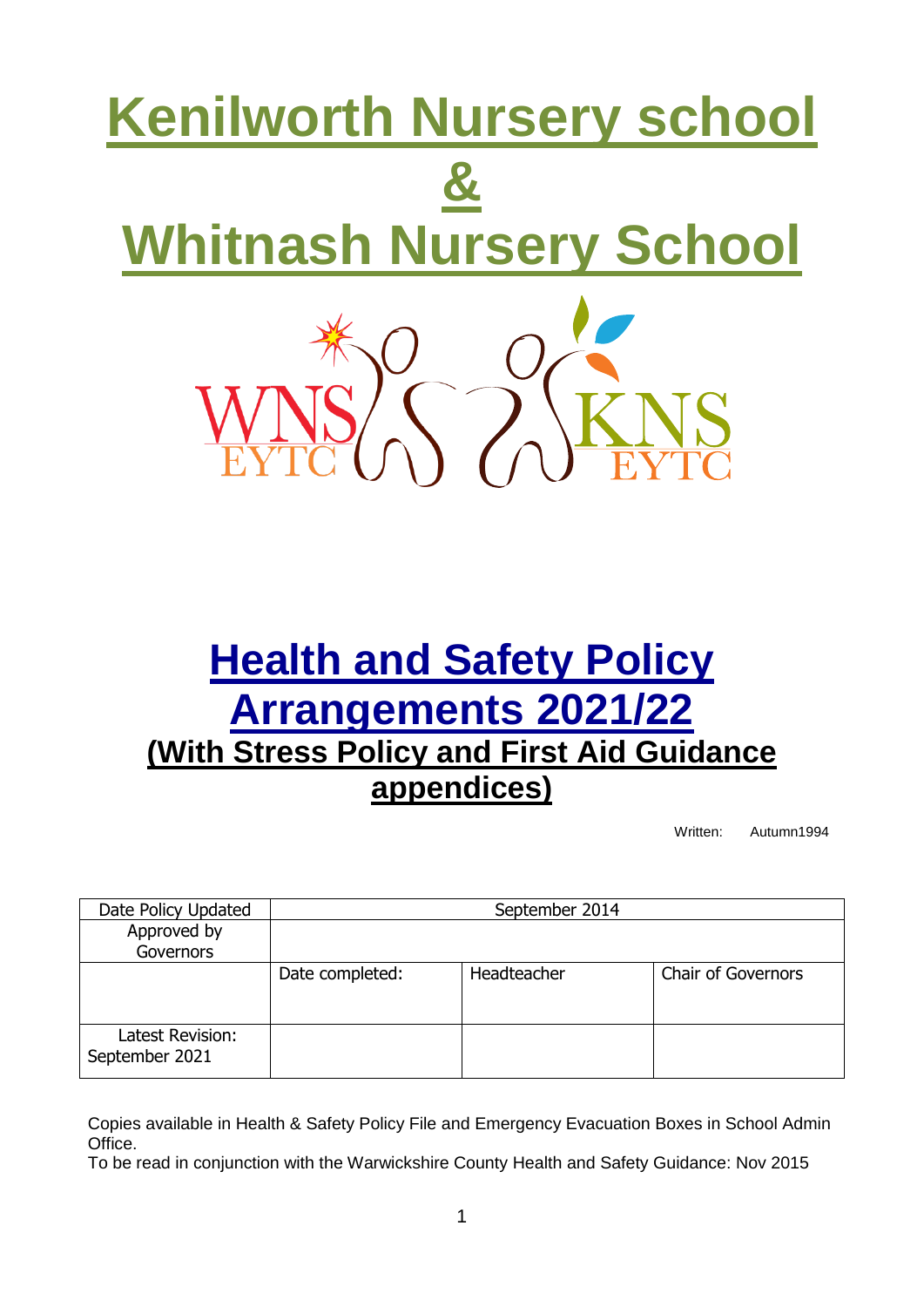# Kenilworth Nursery school & Whitnash Nursery School

WNS EYTC KNS EYTC

# Health and Safety Policy Arrangements 2021/22

## (With Stress Policy and First Aid Guidance appendices)

Written: Autumn1994

| Date Policy Updated | September 2014 | | |
|---|---|---|---|
| Approved by Governors | | | |
| | Date completed: | Headteacher | Chair of Governors |
| Latest Revision: September 2021 | | | |

Copies available in Health & Safety Policy File and Emergency Evacuation Boxes in School Admin Office.

To be read in conjunction with the Warwickshire County Health and Safety Guidance: Nov 2015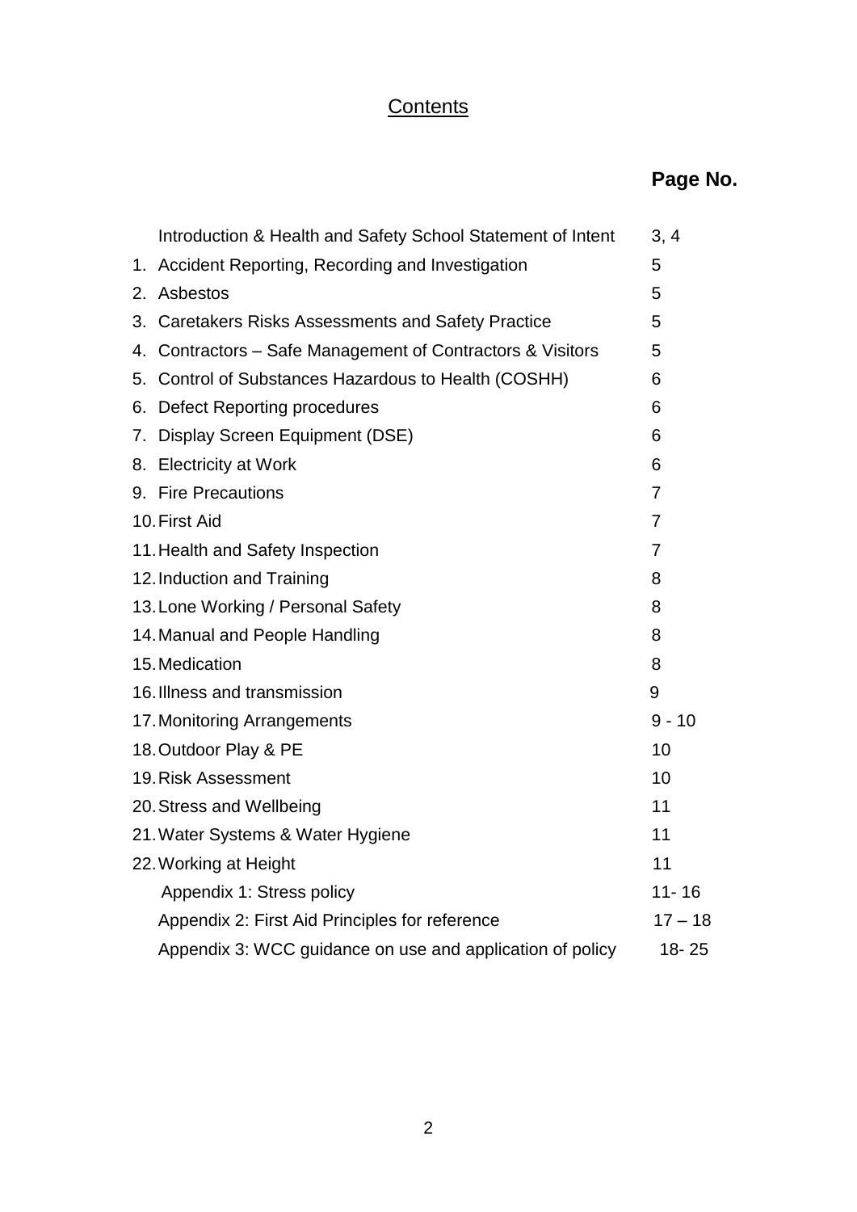# Contents

| | Page No. |
|---|---|
| Introduction & Health and Safety School Statement of Intent | 3, 4 |
| 1. Accident Reporting, Recording and Investigation | 5 |
| 2. Asbestos | 5 |
| 3. Caretakers Risks Assessments and Safety Practice | 5 |
| 4. Contractors – Safe Management of Contractors & Visitors | 5 |
| 5. Control of Substances Hazardous to Health (COSHH) | 6 |
| 6. Defect Reporting procedures | 6 |
| 7. Display Screen Equipment (DSE) | 6 |
| 8. Electricity at Work | 6 |
| 9. Fire Precautions | 7 |
| 10. First Aid | 7 |
| 11. Health and Safety Inspection | 7 |
| 12. Induction and Training | 8 |
| 13. Lone Working / Personal Safety | 8 |
| 14. Manual and People Handling | 8 |
| 15. Medication | 8 |
| 16. Illness and transmission | 9 |
| 17. Monitoring Arrangements | 9 - 10 |
| 18. Outdoor Play & PE | 10 |
| 19. Risk Assessment | 10 |
| 20. Stress and Wellbeing | 11 |
| 21. Water Systems & Water Hygiene | 11 |
| 22. Working at Height | 11 |
| Appendix 1: Stress policy | 11- 16 |
| Appendix 2: First Aid Principles for reference | 17 – 18 |
| Appendix 3: WCC guidance on use and application of policy | 18- 25 |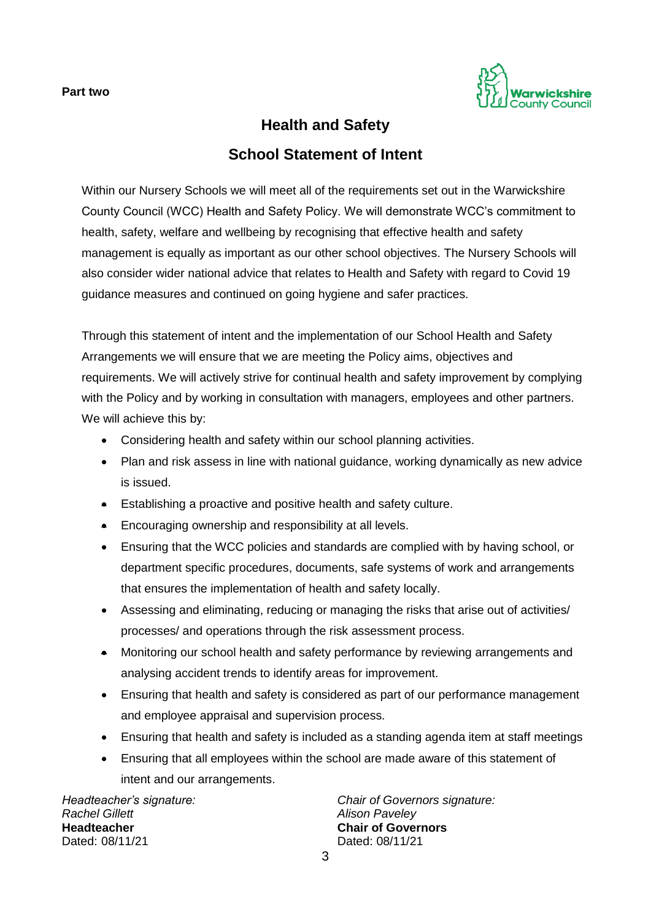**Part two**

## Health and Safety

## School Statement of Intent

Within our Nursery Schools we will meet all of the requirements set out in the Warwickshire County Council (WCC) Health and Safety Policy. We will demonstrate WCC's commitment to health, safety, welfare and wellbeing by recognising that effective health and safety management is equally as important as our other school objectives. The Nursery Schools will also consider wider national advice that relates to Health and Safety with regard to Covid 19 guidance measures and continued on going hygiene and safer practices.

Through this statement of intent and the implementation of our School Health and Safety Arrangements we will ensure that we are meeting the Policy aims, objectives and requirements. We will actively strive for continual health and safety improvement by complying with the Policy and by working in consultation with managers, employees and other partners. We will achieve this by:

- Considering health and safety within our school planning activities.
- Plan and risk assess in line with national guidance, working dynamically as new advice is issued.
- Establishing a proactive and positive health and safety culture.
- Encouraging ownership and responsibility at all levels.
- Ensuring that the WCC policies and standards are complied with by having school, or department specific procedures, documents, safe systems of work and arrangements that ensures the implementation of health and safety locally.
- Assessing and eliminating, reducing or managing the risks that arise out of activities/ processes/ and operations through the risk assessment process.
- Monitoring our school health and safety performance by reviewing arrangements and analysing accident trends to identify areas for improvement.
- Ensuring that health and safety is considered as part of our performance management and employee appraisal and supervision process.
- Ensuring that health and safety is included as a standing agenda item at staff meetings
- Ensuring that all employees within the school are made aware of this statement of intent and our arrangements.

*Headteacher's signature:*
*Rachel Gillett*
**Headteacher**
Dated: 08/11/21

*Chair of Governors signature:*
*Alison Paveley*
**Chair of Governors**
Dated: 08/11/21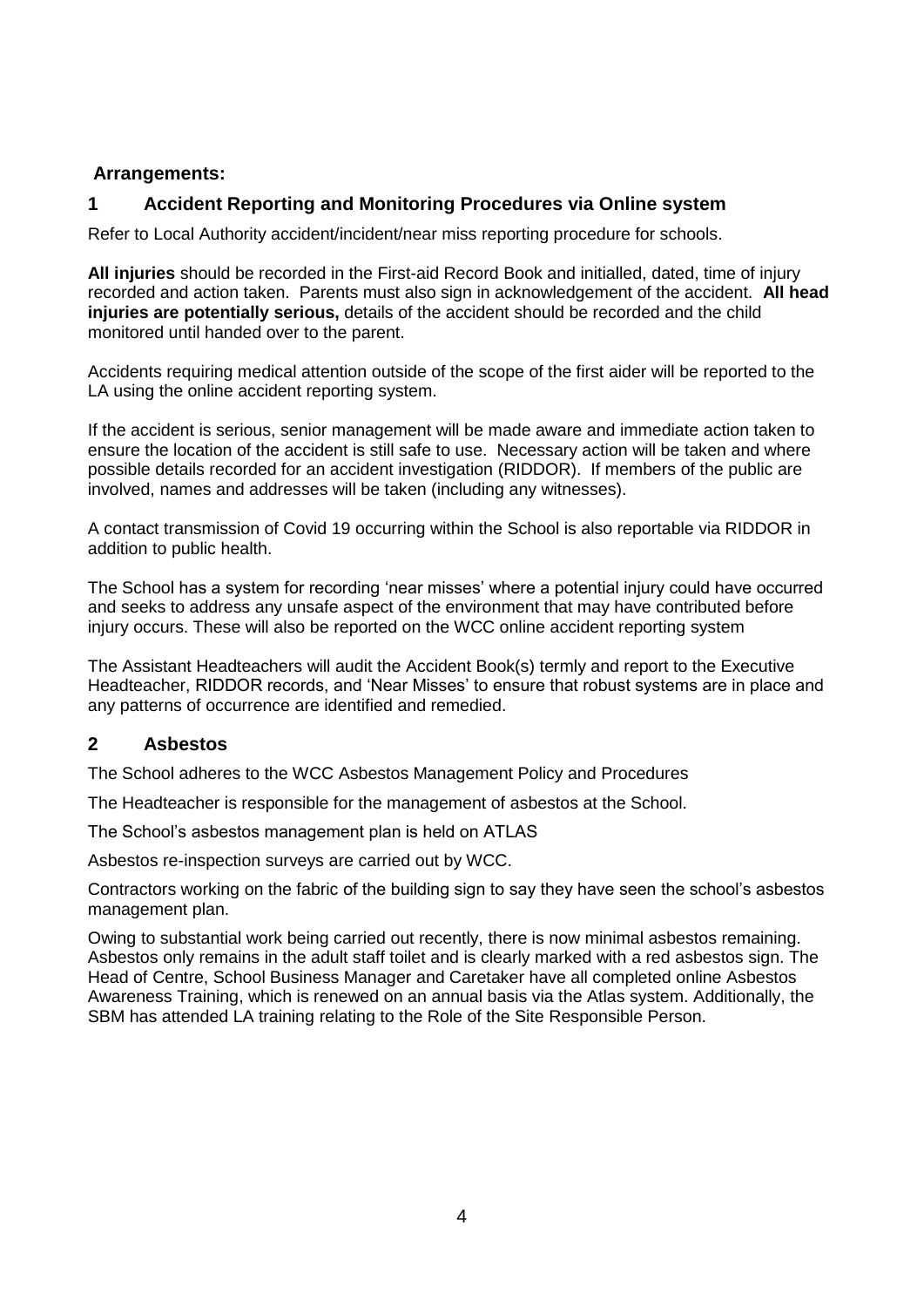**Arrangements:**

## 1 Accident Reporting and Monitoring Procedures via Online system

Refer to Local Authority accident/incident/near miss reporting procedure for schools.

**All injuries** should be recorded in the First-aid Record Book and initialled, dated, time of injury recorded and action taken. Parents must also sign in acknowledgement of the accident. **All head injuries are potentially serious,** details of the accident should be recorded and the child monitored until handed over to the parent.

Accidents requiring medical attention outside of the scope of the first aider will be reported to the LA using the online accident reporting system.

If the accident is serious, senior management will be made aware and immediate action taken to ensure the location of the accident is still safe to use. Necessary action will be taken and where possible details recorded for an accident investigation (RIDDOR). If members of the public are involved, names and addresses will be taken (including any witnesses).

A contact transmission of Covid 19 occurring within the School is also reportable via RIDDOR in addition to public health.

The School has a system for recording 'near misses' where a potential injury could have occurred and seeks to address any unsafe aspect of the environment that may have contributed before injury occurs. These will also be reported on the WCC online accident reporting system

The Assistant Headteachers will audit the Accident Book(s) termly and report to the Executive Headteacher, RIDDOR records, and 'Near Misses' to ensure that robust systems are in place and any patterns of occurrence are identified and remedied.

## 2 Asbestos

The School adheres to the WCC Asbestos Management Policy and Procedures

The Headteacher is responsible for the management of asbestos at the School.

The School's asbestos management plan is held on ATLAS

Asbestos re-inspection surveys are carried out by WCC.

Contractors working on the fabric of the building sign to say they have seen the school's asbestos management plan.

Owing to substantial work being carried out recently, there is now minimal asbestos remaining. Asbestos only remains in the adult staff toilet and is clearly marked with a red asbestos sign. The Head of Centre, School Business Manager and Caretaker have all completed online Asbestos Awareness Training, which is renewed on an annual basis via the Atlas system. Additionally, the SBM has attended LA training relating to the Role of the Site Responsible Person.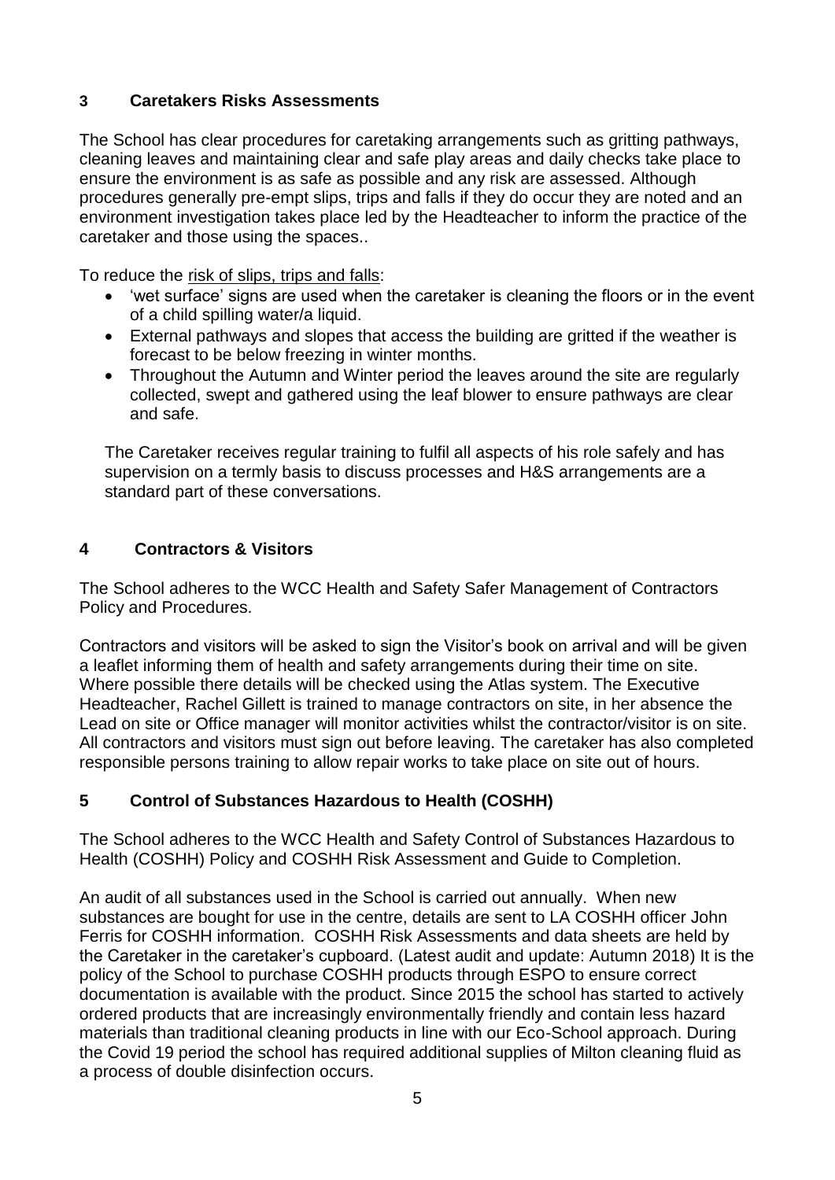## 3 Caretakers Risks Assessments

The School has clear procedures for caretaking arrangements such as gritting pathways, cleaning leaves and maintaining clear and safe play areas and daily checks take place to ensure the environment is as safe as possible and any risk are assessed. Although procedures generally pre-empt slips, trips and falls if they do occur they are noted and an environment investigation takes place led by the Headteacher to inform the practice of the caretaker and those using the spaces..

To reduce the risk of slips, trips and falls:

- 'wet surface' signs are used when the caretaker is cleaning the floors or in the event of a child spilling water/a liquid.
- External pathways and slopes that access the building are gritted if the weather is forecast to be below freezing in winter months.
- Throughout the Autumn and Winter period the leaves around the site are regularly collected, swept and gathered using the leaf blower to ensure pathways are clear and safe.

The Caretaker receives regular training to fulfil all aspects of his role safely and has supervision on a termly basis to discuss processes and H&S arrangements are a standard part of these conversations.

## 4 Contractors & Visitors

The School adheres to the WCC Health and Safety Safer Management of Contractors Policy and Procedures.

Contractors and visitors will be asked to sign the Visitor's book on arrival and will be given a leaflet informing them of health and safety arrangements during their time on site. Where possible there details will be checked using the Atlas system. The Executive Headteacher, Rachel Gillett is trained to manage contractors on site, in her absence the Lead on site or Office manager will monitor activities whilst the contractor/visitor is on site. All contractors and visitors must sign out before leaving. The caretaker has also completed responsible persons training to allow repair works to take place on site out of hours.

## 5 Control of Substances Hazardous to Health (COSHH)

The School adheres to the WCC Health and Safety Control of Substances Hazardous to Health (COSHH) Policy and COSHH Risk Assessment and Guide to Completion.

An audit of all substances used in the School is carried out annually. When new substances are bought for use in the centre, details are sent to LA COSHH officer John Ferris for COSHH information. COSHH Risk Assessments and data sheets are held by the Caretaker in the caretaker's cupboard. (Latest audit and update: Autumn 2018) It is the policy of the School to purchase COSHH products through ESPO to ensure correct documentation is available with the product. Since 2015 the school has started to actively ordered products that are increasingly environmentally friendly and contain less hazard materials than traditional cleaning products in line with our Eco-School approach. During the Covid 19 period the school has required additional supplies of Milton cleaning fluid as a process of double disinfection occurs.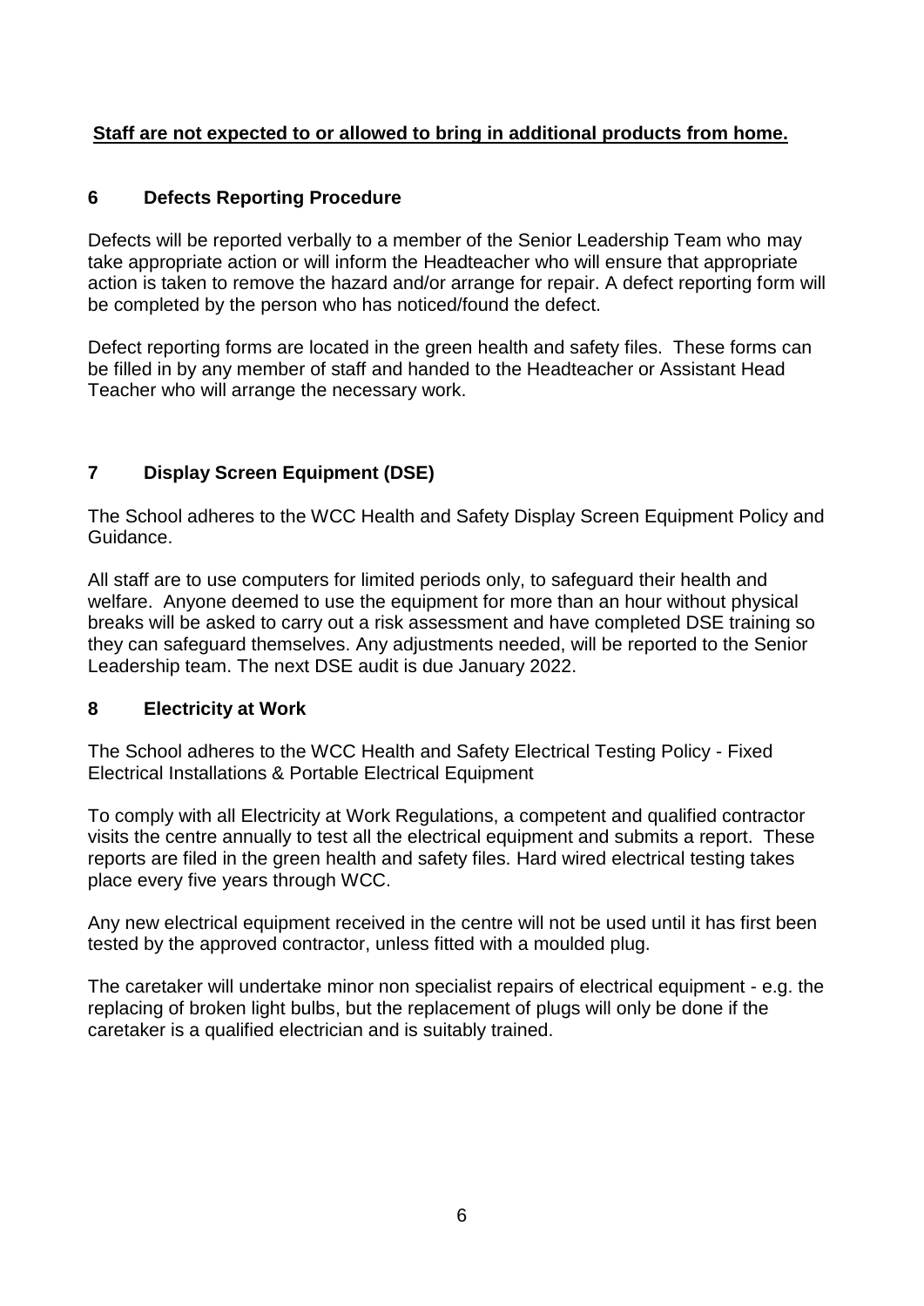**Staff are not expected to or allowed to bring in additional products from home.**

## 6 Defects Reporting Procedure

Defects will be reported verbally to a member of the Senior Leadership Team who may take appropriate action or will inform the Headteacher who will ensure that appropriate action is taken to remove the hazard and/or arrange for repair. A defect reporting form will be completed by the person who has noticed/found the defect.

Defect reporting forms are located in the green health and safety files. These forms can be filled in by any member of staff and handed to the Headteacher or Assistant Head Teacher who will arrange the necessary work.

## 7 Display Screen Equipment (DSE)

The School adheres to the WCC Health and Safety Display Screen Equipment Policy and Guidance.

All staff are to use computers for limited periods only, to safeguard their health and welfare. Anyone deemed to use the equipment for more than an hour without physical breaks will be asked to carry out a risk assessment and have completed DSE training so they can safeguard themselves. Any adjustments needed, will be reported to the Senior Leadership team. The next DSE audit is due January 2022.

## 8 Electricity at Work

The School adheres to the WCC Health and Safety Electrical Testing Policy - Fixed Electrical Installations & Portable Electrical Equipment

To comply with all Electricity at Work Regulations, a competent and qualified contractor visits the centre annually to test all the electrical equipment and submits a report. These reports are filed in the green health and safety files. Hard wired electrical testing takes place every five years through WCC.

Any new electrical equipment received in the centre will not be used until it has first been tested by the approved contractor, unless fitted with a moulded plug.

The caretaker will undertake minor non specialist repairs of electrical equipment - e.g. the replacing of broken light bulbs, but the replacement of plugs will only be done if the caretaker is a qualified electrician and is suitably trained.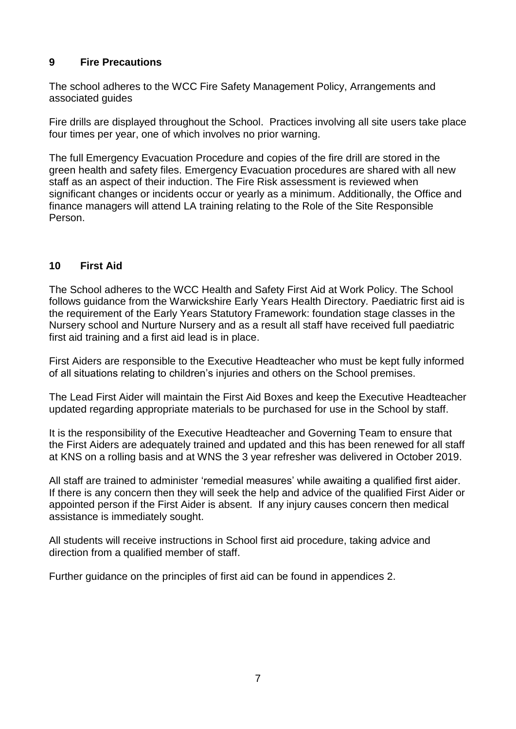## 9 Fire Precautions

The school adheres to the WCC Fire Safety Management Policy, Arrangements and associated guides

Fire drills are displayed throughout the School. Practices involving all site users take place four times per year, one of which involves no prior warning.

The full Emergency Evacuation Procedure and copies of the fire drill are stored in the green health and safety files. Emergency Evacuation procedures are shared with all new staff as an aspect of their induction. The Fire Risk assessment is reviewed when significant changes or incidents occur or yearly as a minimum. Additionally, the Office and finance managers will attend LA training relating to the Role of the Site Responsible Person.

## 10 First Aid

The School adheres to the WCC Health and Safety First Aid at Work Policy. The School follows guidance from the Warwickshire Early Years Health Directory. Paediatric first aid is the requirement of the Early Years Statutory Framework: foundation stage classes in the Nursery school and Nurture Nursery and as a result all staff have received full paediatric first aid training and a first aid lead is in place.

First Aiders are responsible to the Executive Headteacher who must be kept fully informed of all situations relating to children's injuries and others on the School premises.

The Lead First Aider will maintain the First Aid Boxes and keep the Executive Headteacher updated regarding appropriate materials to be purchased for use in the School by staff.

It is the responsibility of the Executive Headteacher and Governing Team to ensure that the First Aiders are adequately trained and updated and this has been renewed for all staff at KNS on a rolling basis and at WNS the 3 year refresher was delivered in October 2019.

All staff are trained to administer 'remedial measures' while awaiting a qualified first aider. If there is any concern then they will seek the help and advice of the qualified First Aider or appointed person if the First Aider is absent. If any injury causes concern then medical assistance is immediately sought.

All students will receive instructions in School first aid procedure, taking advice and direction from a qualified member of staff.

Further guidance on the principles of first aid can be found in appendices 2.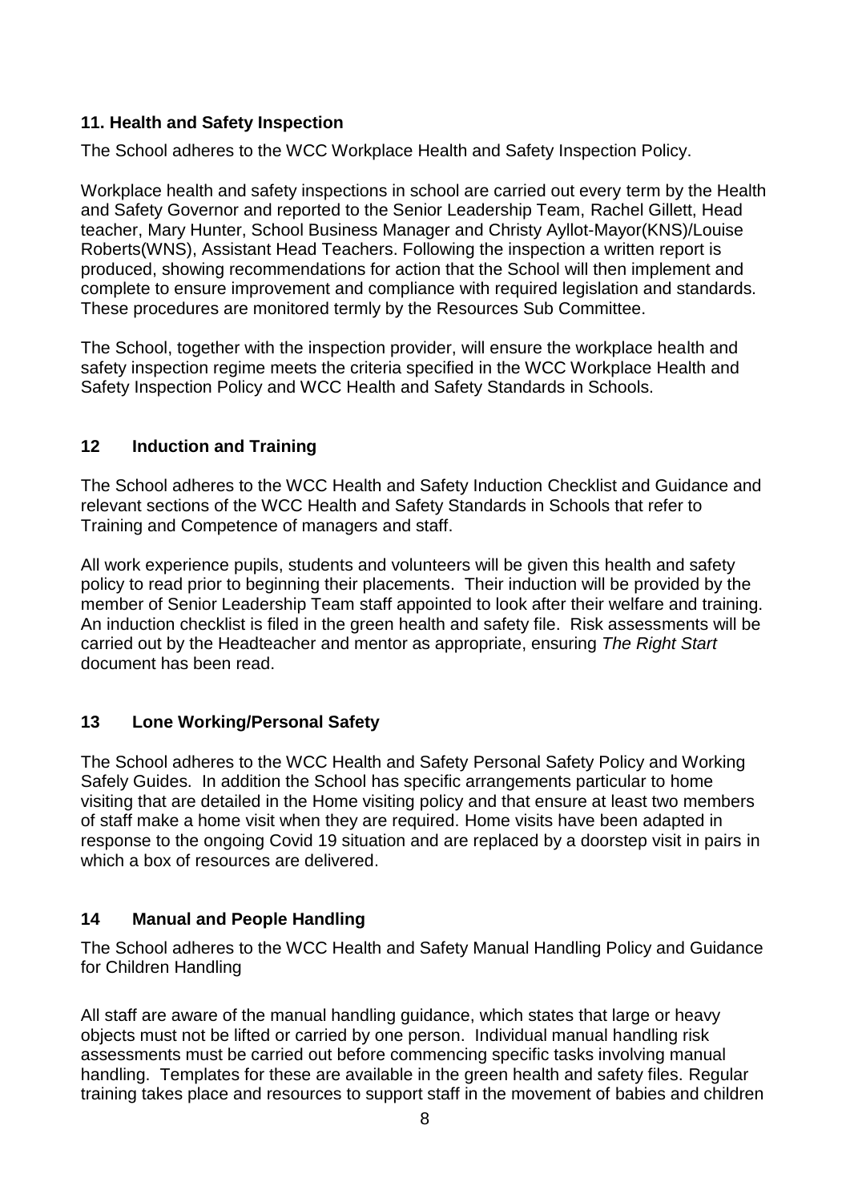## 11. Health and Safety Inspection

The School adheres to the WCC Workplace Health and Safety Inspection Policy.

Workplace health and safety inspections in school are carried out every term by the Health and Safety Governor and reported to the Senior Leadership Team, Rachel Gillett, Head teacher, Mary Hunter, School Business Manager and Christy Ayllot-Mayor(KNS)/Louise Roberts(WNS), Assistant Head Teachers. Following the inspection a written report is produced, showing recommendations for action that the School will then implement and complete to ensure improvement and compliance with required legislation and standards. These procedures are monitored termly by the Resources Sub Committee.

The School, together with the inspection provider, will ensure the workplace health and safety inspection regime meets the criteria specified in the WCC Workplace Health and Safety Inspection Policy and WCC Health and Safety Standards in Schools.

## 12 Induction and Training

The School adheres to the WCC Health and Safety Induction Checklist and Guidance and relevant sections of the WCC Health and Safety Standards in Schools that refer to Training and Competence of managers and staff.

All work experience pupils, students and volunteers will be given this health and safety policy to read prior to beginning their placements. Their induction will be provided by the member of Senior Leadership Team staff appointed to look after their welfare and training. An induction checklist is filed in the green health and safety file. Risk assessments will be carried out by the Headteacher and mentor as appropriate, ensuring *The Right Start* document has been read.

## 13 Lone Working/Personal Safety

The School adheres to the WCC Health and Safety Personal Safety Policy and Working Safely Guides. In addition the School has specific arrangements particular to home visiting that are detailed in the Home visiting policy and that ensure at least two members of staff make a home visit when they are required. Home visits have been adapted in response to the ongoing Covid 19 situation and are replaced by a doorstep visit in pairs in which a box of resources are delivered.

## 14 Manual and People Handling

The School adheres to the WCC Health and Safety Manual Handling Policy and Guidance for Children Handling

All staff are aware of the manual handling guidance, which states that large or heavy objects must not be lifted or carried by one person. Individual manual handling risk assessments must be carried out before commencing specific tasks involving manual handling. Templates for these are available in the green health and safety files. Regular training takes place and resources to support staff in the movement of babies and children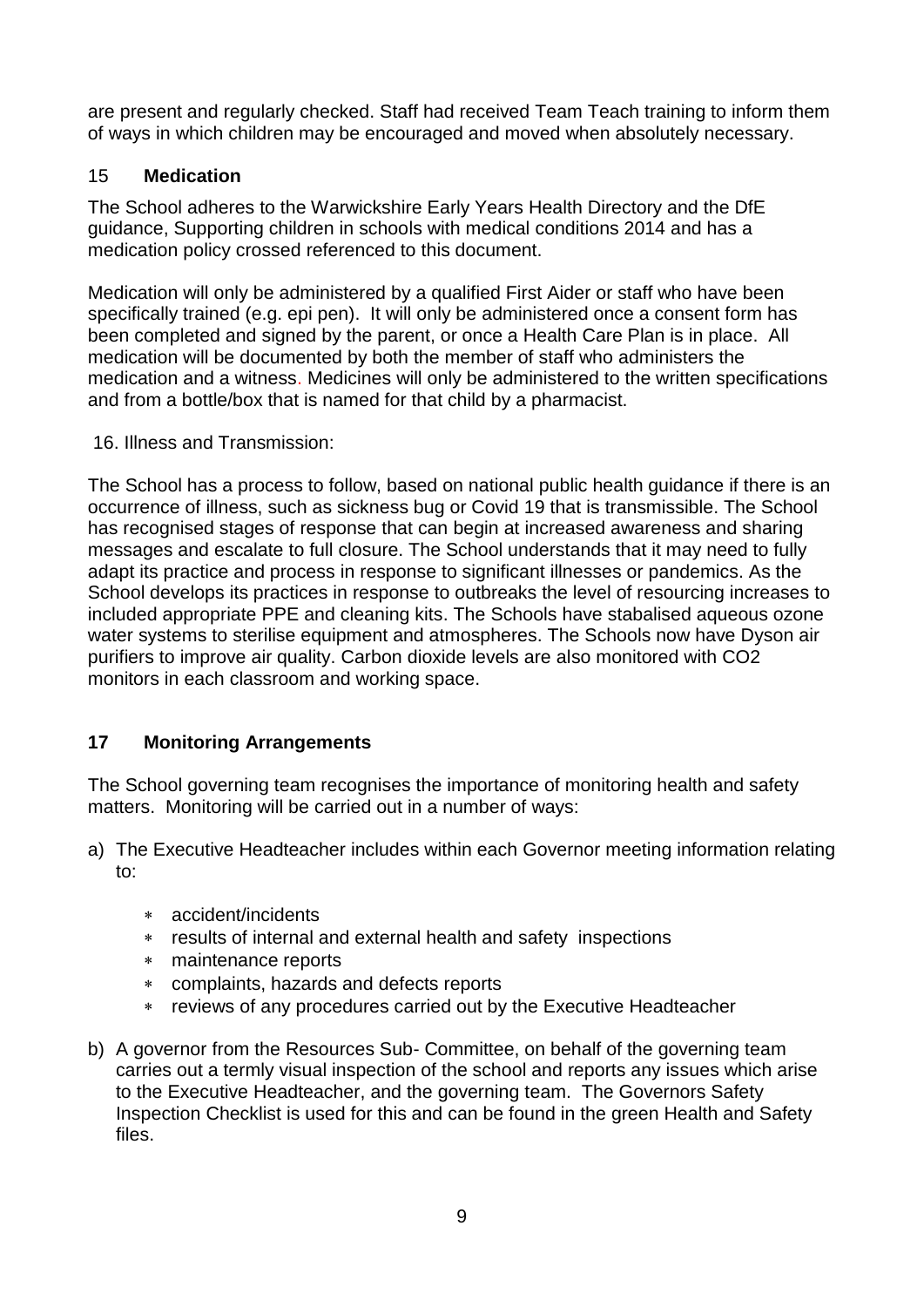are present and regularly checked. Staff had received Team Teach training to inform them of ways in which children may be encouraged and moved when absolutely necessary.

## 15 Medication

The School adheres to the Warwickshire Early Years Health Directory and the DfE guidance, Supporting children in schools with medical conditions 2014 and has a medication policy crossed referenced to this document.

Medication will only be administered by a qualified First Aider or staff who have been specifically trained (e.g. epi pen). It will only be administered once a consent form has been completed and signed by the parent, or once a Health Care Plan is in place. All medication will be documented by both the member of staff who administers the medication and a witness. Medicines will only be administered to the written specifications and from a bottle/box that is named for that child by a pharmacist.

16. Illness and Transmission:

The School has a process to follow, based on national public health guidance if there is an occurrence of illness, such as sickness bug or Covid 19 that is transmissible. The School has recognised stages of response that can begin at increased awareness and sharing messages and escalate to full closure. The School understands that it may need to fully adapt its practice and process in response to significant illnesses or pandemics. As the School develops its practices in response to outbreaks the level of resourcing increases to included appropriate PPE and cleaning kits. The Schools have stabalised aqueous ozone water systems to sterilise equipment and atmospheres. The Schools now have Dyson air purifiers to improve air quality. Carbon dioxide levels are also monitored with CO2 monitors in each classroom and working space.

## 17 Monitoring Arrangements

The School governing team recognises the importance of monitoring health and safety matters. Monitoring will be carried out in a number of ways:

a) The Executive Headteacher includes within each Governor meeting information relating to:

   * accident/incidents
   * results of internal and external health and safety inspections
   * maintenance reports
   * complaints, hazards and defects reports
   * reviews of any procedures carried out by the Executive Headteacher

b) A governor from the Resources Sub- Committee, on behalf of the governing team carries out a termly visual inspection of the school and reports any issues which arise to the Executive Headteacher, and the governing team. The Governors Safety Inspection Checklist is used for this and can be found in the green Health and Safety files.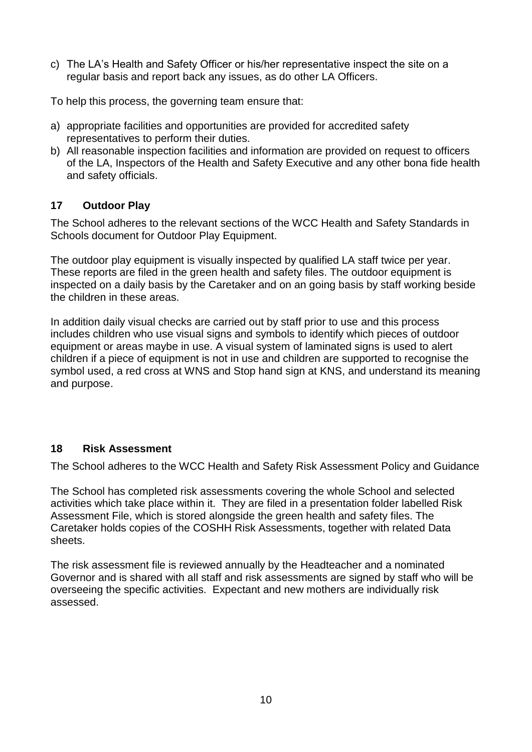c) The LA's Health and Safety Officer or his/her representative inspect the site on a regular basis and report back any issues, as do other LA Officers.

To help this process, the governing team ensure that:

a) appropriate facilities and opportunities are provided for accredited safety representatives to perform their duties.
b) All reasonable inspection facilities and information are provided on request to officers of the LA, Inspectors of the Health and Safety Executive and any other bona fide health and safety officials.

## 17 Outdoor Play

The School adheres to the relevant sections of the WCC Health and Safety Standards in Schools document for Outdoor Play Equipment.

The outdoor play equipment is visually inspected by qualified LA staff twice per year. These reports are filed in the green health and safety files. The outdoor equipment is inspected on a daily basis by the Caretaker and on an going basis by staff working beside the children in these areas.

In addition daily visual checks are carried out by staff prior to use and this process includes children who use visual signs and symbols to identify which pieces of outdoor equipment or areas maybe in use. A visual system of laminated signs is used to alert children if a piece of equipment is not in use and children are supported to recognise the symbol used, a red cross at WNS and Stop hand sign at KNS, and understand its meaning and purpose.

## 18 Risk Assessment

The School adheres to the WCC Health and Safety Risk Assessment Policy and Guidance

The School has completed risk assessments covering the whole School and selected activities which take place within it. They are filed in a presentation folder labelled Risk Assessment File, which is stored alongside the green health and safety files. The Caretaker holds copies of the COSHH Risk Assessments, together with related Data sheets.

The risk assessment file is reviewed annually by the Headteacher and a nominated Governor and is shared with all staff and risk assessments are signed by staff who will be overseeing the specific activities. Expectant and new mothers are individually risk assessed.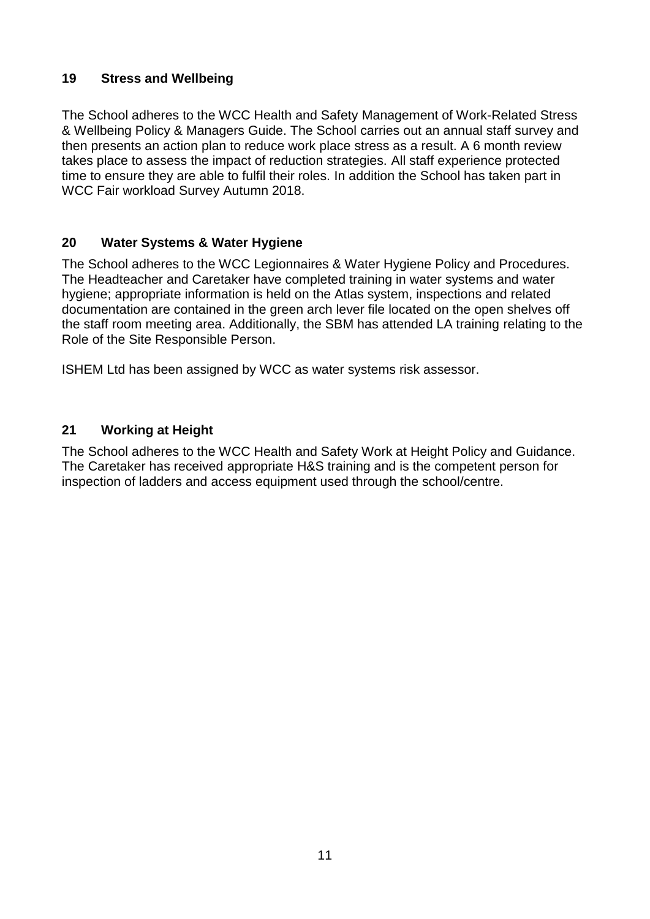## 19 Stress and Wellbeing

The School adheres to the WCC Health and Safety Management of Work-Related Stress & Wellbeing Policy & Managers Guide. The School carries out an annual staff survey and then presents an action plan to reduce work place stress as a result. A 6 month review takes place to assess the impact of reduction strategies. All staff experience protected time to ensure they are able to fulfil their roles. In addition the School has taken part in WCC Fair workload Survey Autumn 2018.

## 20 Water Systems & Water Hygiene

The School adheres to the WCC Legionnaires & Water Hygiene Policy and Procedures. The Headteacher and Caretaker have completed training in water systems and water hygiene; appropriate information is held on the Atlas system, inspections and related documentation are contained in the green arch lever file located on the open shelves off the staff room meeting area. Additionally, the SBM has attended LA training relating to the Role of the Site Responsible Person.

ISHEM Ltd has been assigned by WCC as water systems risk assessor.

## 21 Working at Height

The School adheres to the WCC Health and Safety Work at Height Policy and Guidance. The Caretaker has received appropriate H&S training and is the competent person for inspection of ladders and access equipment used through the school/centre.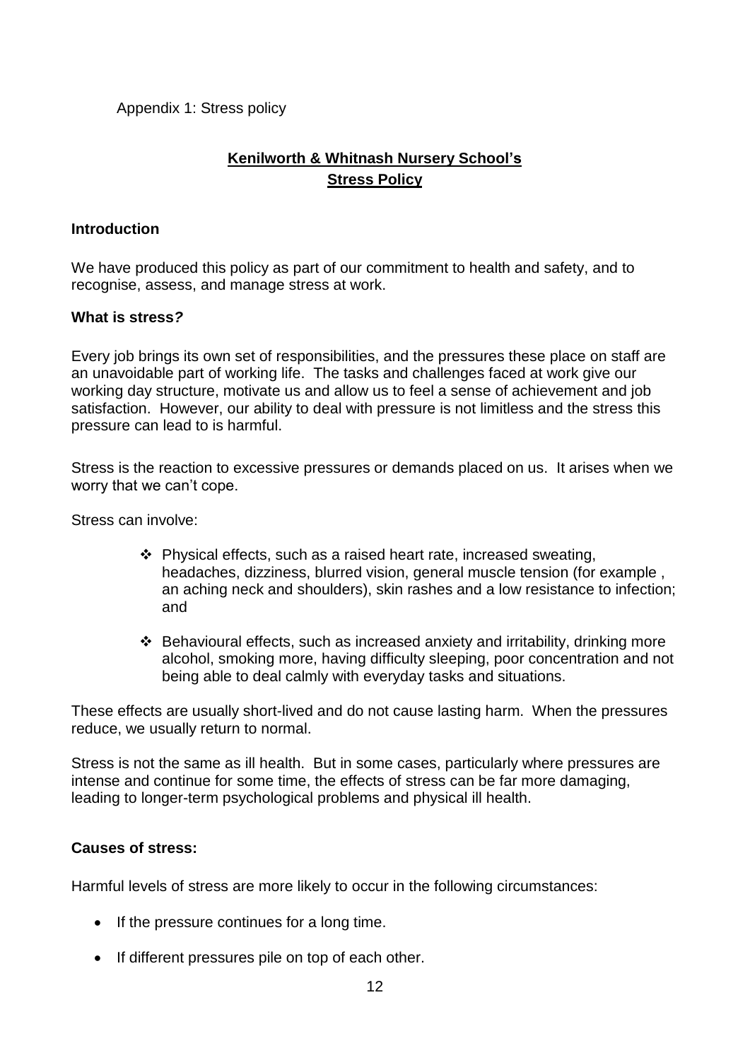Appendix 1: Stress policy

## **Kenilworth & Whitnash Nursery School's Stress Policy**

### Introduction

We have produced this policy as part of our commitment to health and safety, and to recognise, assess, and manage stress at work.

### What is stress?

Every job brings its own set of responsibilities, and the pressures these place on staff are an unavoidable part of working life. The tasks and challenges faced at work give our working day structure, motivate us and allow us to feel a sense of achievement and job satisfaction. However, our ability to deal with pressure is not limitless and the stress this pressure can lead to is harmful.

Stress is the reaction to excessive pressures or demands placed on us. It arises when we worry that we can't cope.

Stress can involve:

- Physical effects, such as a raised heart rate, increased sweating, headaches, dizziness, blurred vision, general muscle tension (for example , an aching neck and shoulders), skin rashes and a low resistance to infection; and
- Behavioural effects, such as increased anxiety and irritability, drinking more alcohol, smoking more, having difficulty sleeping, poor concentration and not being able to deal calmly with everyday tasks and situations.

These effects are usually short-lived and do not cause lasting harm. When the pressures reduce, we usually return to normal.

Stress is not the same as ill health. But in some cases, particularly where pressures are intense and continue for some time, the effects of stress can be far more damaging, leading to longer-term psychological problems and physical ill health.

### Causes of stress:

Harmful levels of stress are more likely to occur in the following circumstances:

- If the pressure continues for a long time.
- If different pressures pile on top of each other.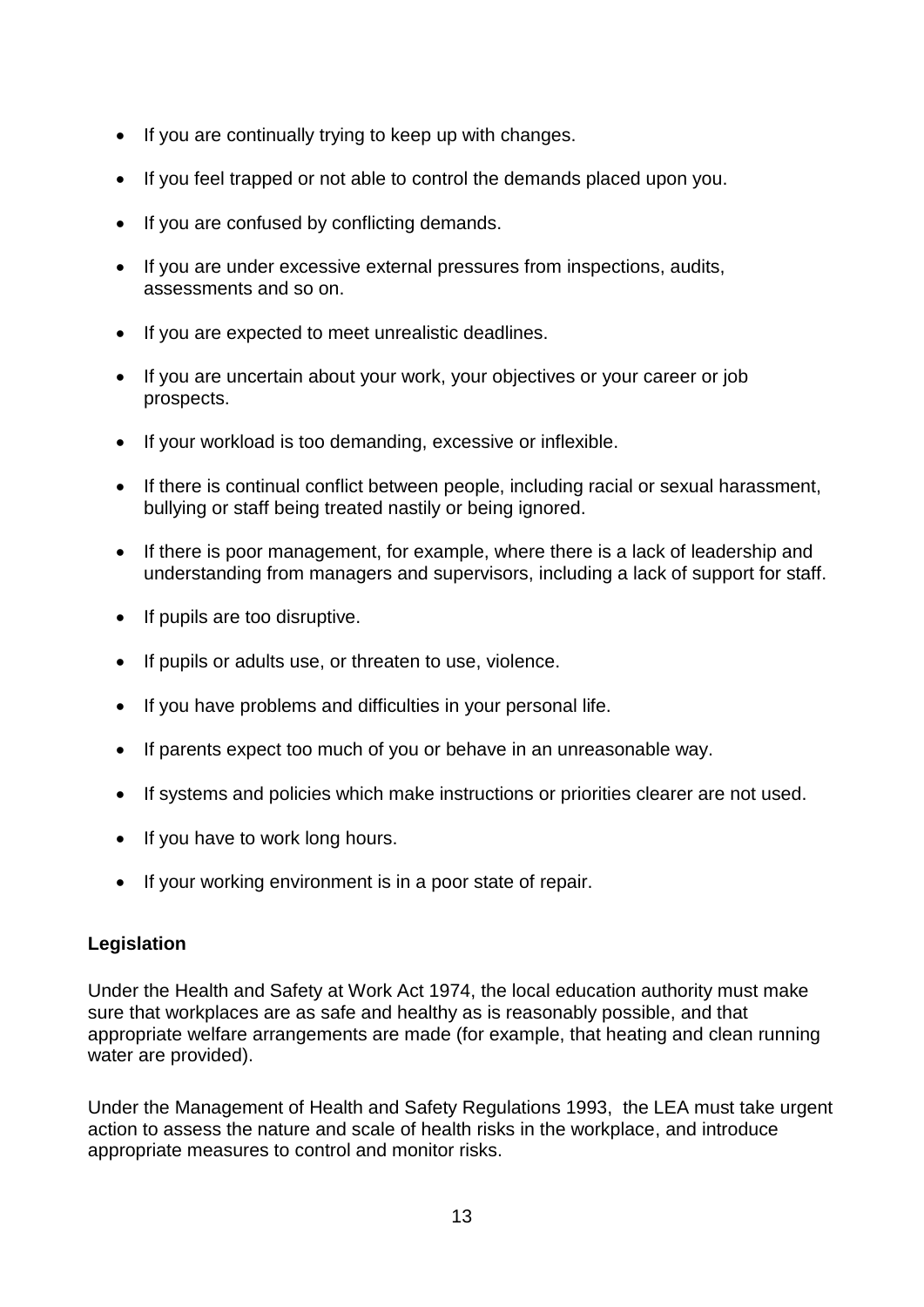- If you are continually trying to keep up with changes.
- If you feel trapped or not able to control the demands placed upon you.
- If you are confused by conflicting demands.
- If you are under excessive external pressures from inspections, audits, assessments and so on.
- If you are expected to meet unrealistic deadlines.
- If you are uncertain about your work, your objectives or your career or job prospects.
- If your workload is too demanding, excessive or inflexible.
- If there is continual conflict between people, including racial or sexual harassment, bullying or staff being treated nastily or being ignored.
- If there is poor management, for example, where there is a lack of leadership and understanding from managers and supervisors, including a lack of support for staff.
- If pupils are too disruptive.
- If pupils or adults use, or threaten to use, violence.
- If you have problems and difficulties in your personal life.
- If parents expect too much of you or behave in an unreasonable way.
- If systems and policies which make instructions or priorities clearer are not used.
- If you have to work long hours.
- If your working environment is in a poor state of repair.

**Legislation**

Under the Health and Safety at Work Act 1974, the local education authority must make sure that workplaces are as safe and healthy as is reasonably possible, and that appropriate welfare arrangements are made (for example, that heating and clean running water are provided).

Under the Management of Health and Safety Regulations 1993, the LEA must take urgent action to assess the nature and scale of health risks in the workplace, and introduce appropriate measures to control and monitor risks.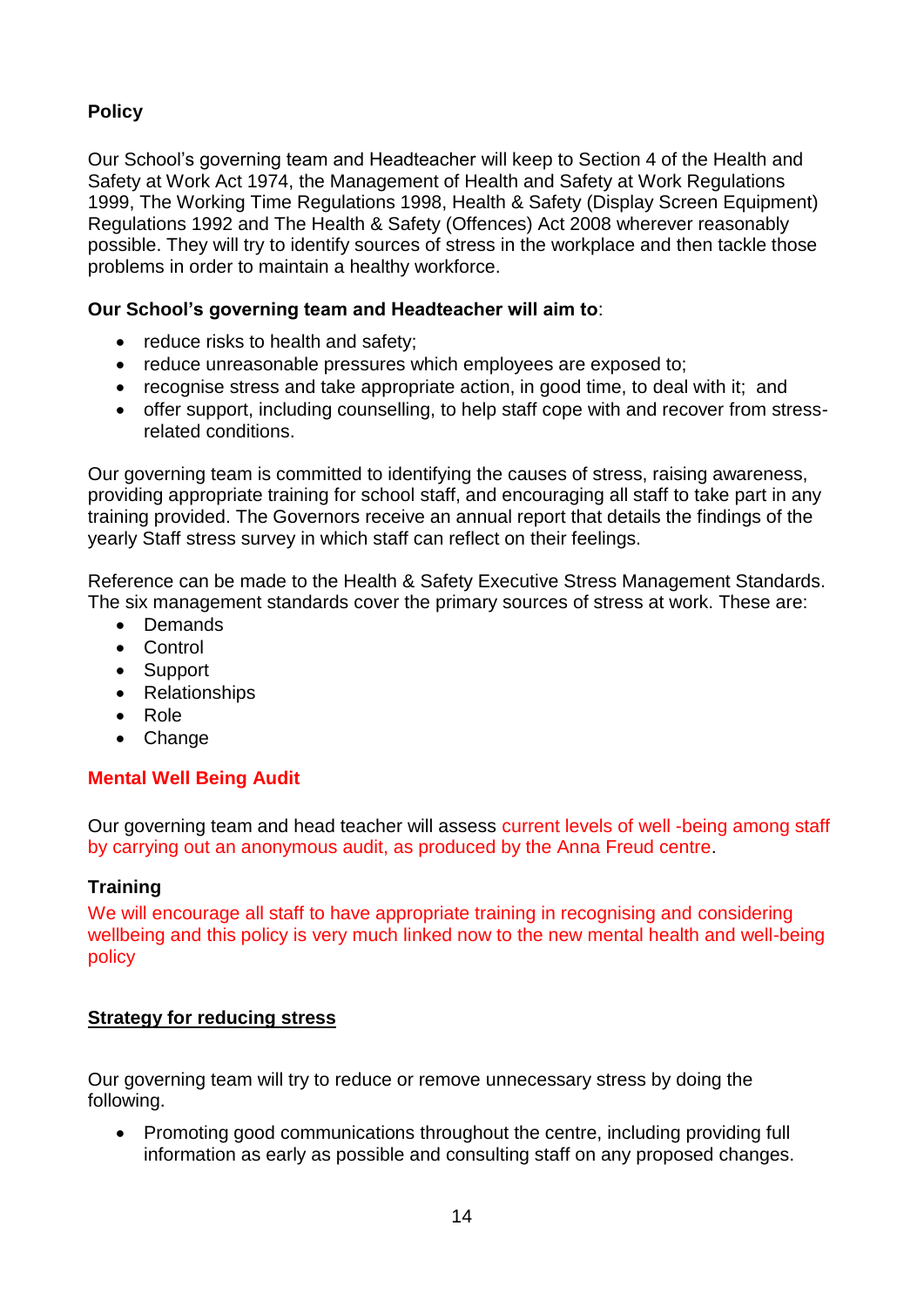## Policy

Our School's governing team and Headteacher will keep to Section 4 of the Health and Safety at Work Act 1974, the Management of Health and Safety at Work Regulations 1999, The Working Time Regulations 1998, Health & Safety (Display Screen Equipment) Regulations 1992 and The Health & Safety (Offences) Act 2008 wherever reasonably possible. They will try to identify sources of stress in the workplace and then tackle those problems in order to maintain a healthy workforce.

**Our School's governing team and Headteacher will aim to**:

- reduce risks to health and safety;
- reduce unreasonable pressures which employees are exposed to;
- recognise stress and take appropriate action, in good time, to deal with it; and
- offer support, including counselling, to help staff cope with and recover from stress-related conditions.

Our governing team is committed to identifying the causes of stress, raising awareness, providing appropriate training for school staff, and encouraging all staff to take part in any training provided. The Governors receive an annual report that details the findings of the yearly Staff stress survey in which staff can reflect on their feelings.

Reference can be made to the Health & Safety Executive Stress Management Standards. The six management standards cover the primary sources of stress at work. These are:

- Demands
- Control
- Support
- Relationships
- Role
- Change

## Mental Well Being Audit

Our governing team and head teacher will assess current levels of well -being among staff by carrying out an anonymous audit, as produced by the Anna Freud centre.

## Training

We will encourage all staff to have appropriate training in recognising and considering wellbeing and this policy is very much linked now to the new mental health and well-being policy

## Strategy for reducing stress

Our governing team will try to reduce or remove unnecessary stress by doing the following.

- Promoting good communications throughout the centre, including providing full information as early as possible and consulting staff on any proposed changes.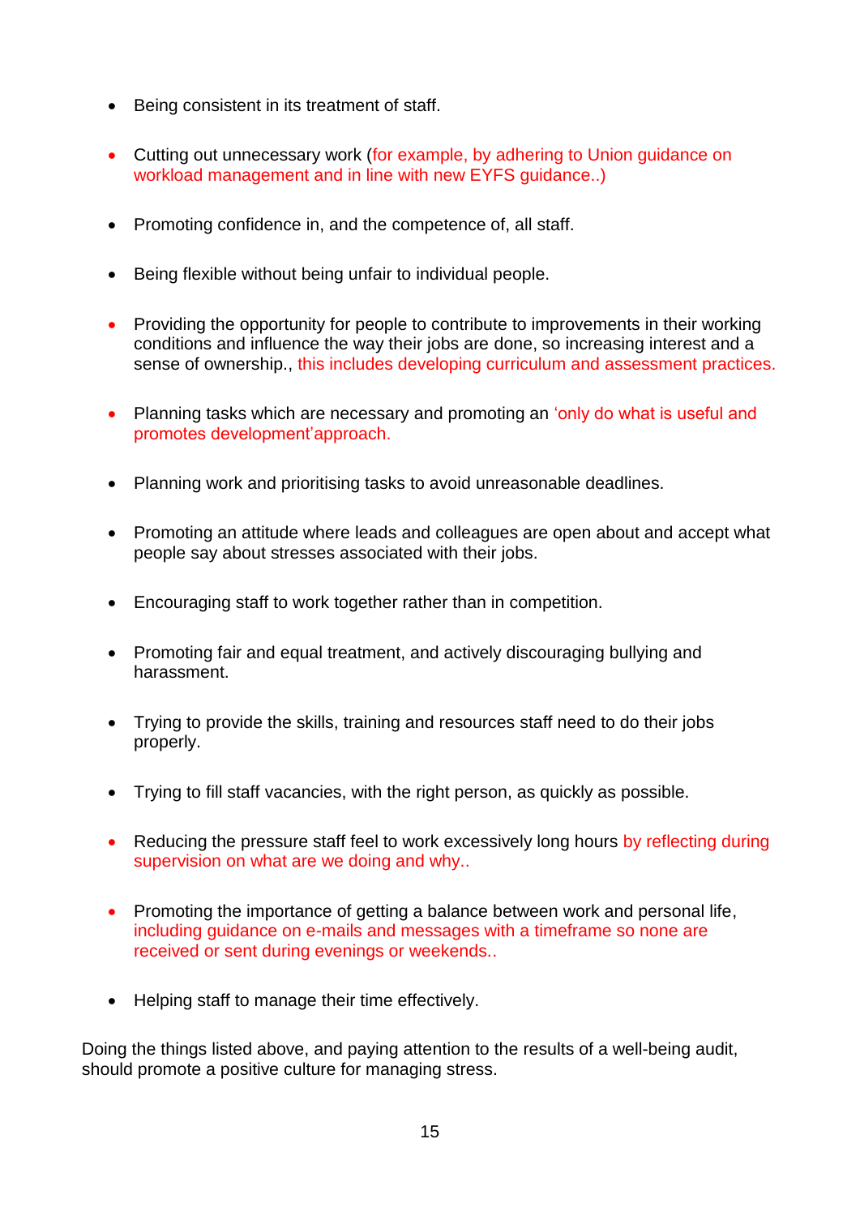- Being consistent in its treatment of staff.

- Cutting out unnecessary work (for example, by adhering to Union guidance on workload management and in line with new EYFS guidance..)

- Promoting confidence in, and the competence of, all staff.

- Being flexible without being unfair to individual people.

- Providing the opportunity for people to contribute to improvements in their working conditions and influence the way their jobs are done, so increasing interest and a sense of ownership., this includes developing curriculum and assessment practices.

- Planning tasks which are necessary and promoting an 'only do what is useful and promotes development'approach.

- Planning work and prioritising tasks to avoid unreasonable deadlines.

- Promoting an attitude where leads and colleagues are open about and accept what people say about stresses associated with their jobs.

- Encouraging staff to work together rather than in competition.

- Promoting fair and equal treatment, and actively discouraging bullying and harassment.

- Trying to provide the skills, training and resources staff need to do their jobs properly.

- Trying to fill staff vacancies, with the right person, as quickly as possible.

- Reducing the pressure staff feel to work excessively long hours by reflecting during supervision on what are we doing and why..

- Promoting the importance of getting a balance between work and personal life, including guidance on e-mails and messages with a timeframe so none are received or sent during evenings or weekends..

- Helping staff to manage their time effectively.

Doing the things listed above, and paying attention to the results of a well-being audit, should promote a positive culture for managing stress.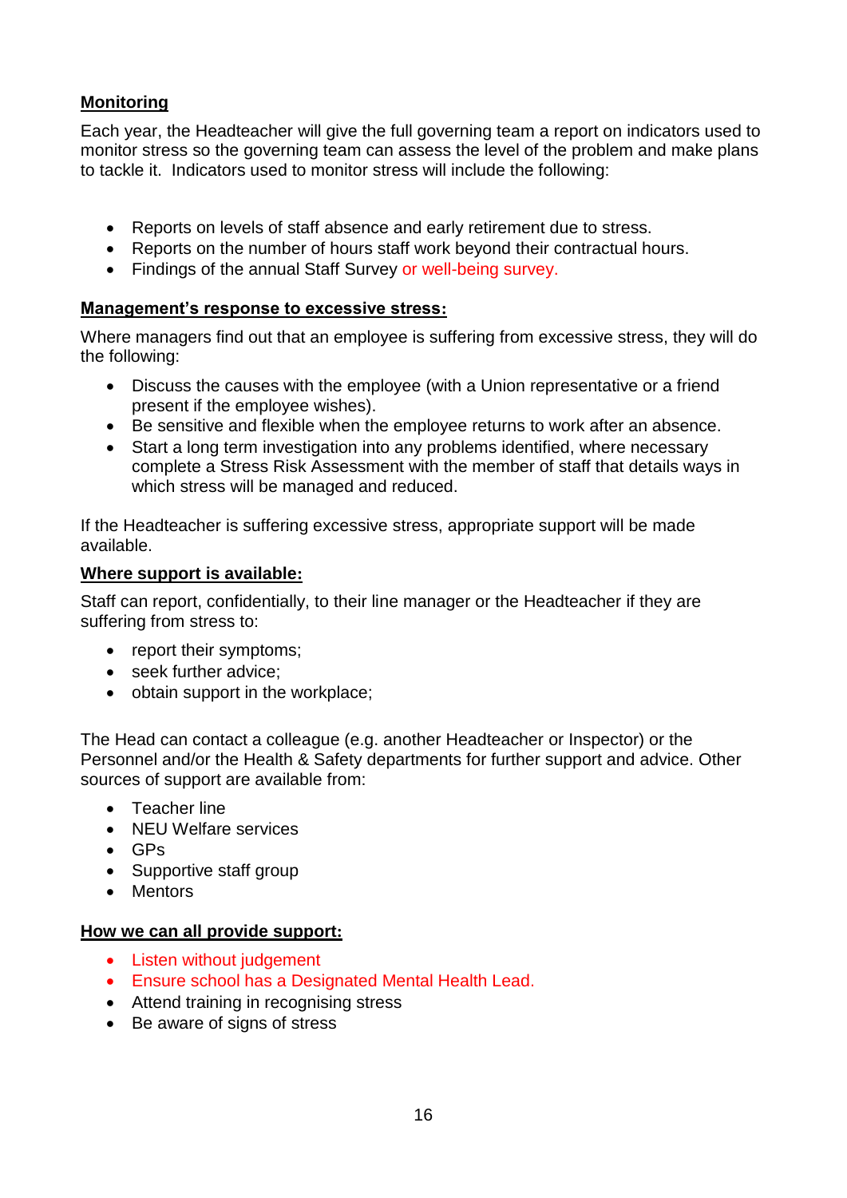**Monitoring**

Each year, the Headteacher will give the full governing team a report on indicators used to monitor stress so the governing team can assess the level of the problem and make plans to tackle it. Indicators used to monitor stress will include the following:

- Reports on levels of staff absence and early retirement due to stress.
- Reports on the number of hours staff work beyond their contractual hours.
- Findings of the annual Staff Survey or well-being survey.

**Management's response to excessive stress:**

Where managers find out that an employee is suffering from excessive stress, they will do the following:

- Discuss the causes with the employee (with a Union representative or a friend present if the employee wishes).
- Be sensitive and flexible when the employee returns to work after an absence.
- Start a long term investigation into any problems identified, where necessary complete a Stress Risk Assessment with the member of staff that details ways in which stress will be managed and reduced.

If the Headteacher is suffering excessive stress, appropriate support will be made available.

**Where support is available:**

Staff can report, confidentially, to their line manager or the Headteacher if they are suffering from stress to:

- report their symptoms;
- seek further advice;
- obtain support in the workplace;

The Head can contact a colleague (e.g. another Headteacher or Inspector) or the Personnel and/or the Health & Safety departments for further support and advice. Other sources of support are available from:

- Teacher line
- NEU Welfare services
- GPs
- Supportive staff group
- Mentors

**How we can all provide support:**

- Listen without judgement
- Ensure school has a Designated Mental Health Lead.
- Attend training in recognising stress
- Be aware of signs of stress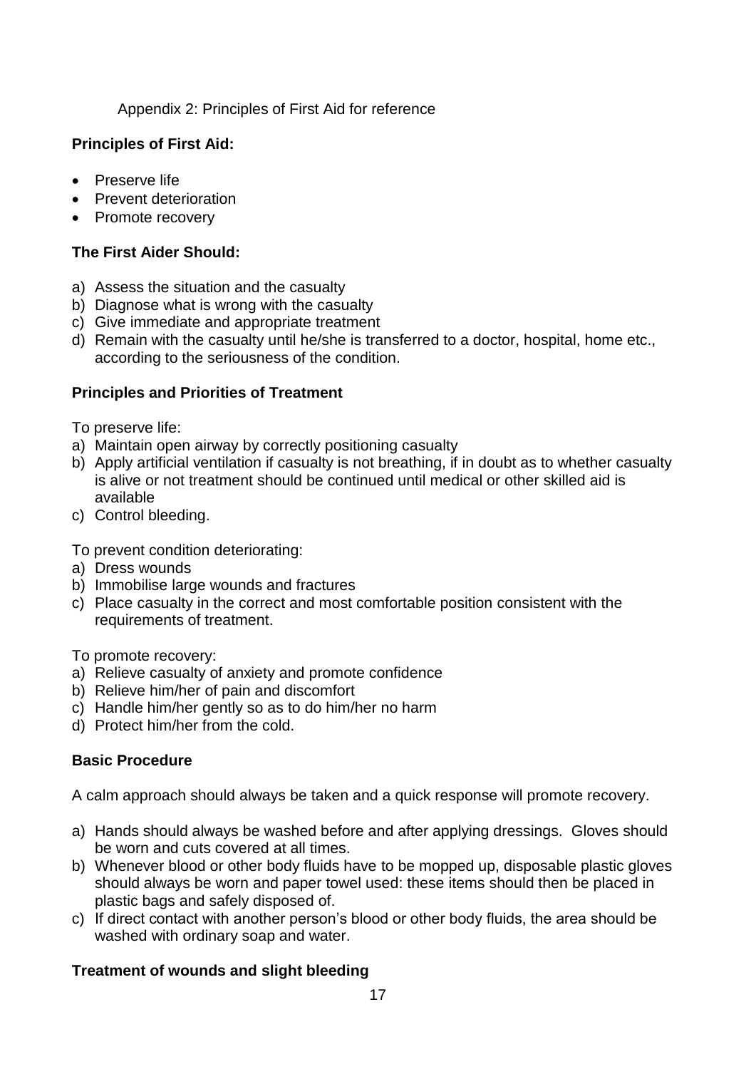Appendix 2: Principles of First Aid for reference

**Principles of First Aid:**

- Preserve life
- Prevent deterioration
- Promote recovery

**The First Aider Should:**

a) Assess the situation and the casualty
b) Diagnose what is wrong with the casualty
c) Give immediate and appropriate treatment
d) Remain with the casualty until he/she is transferred to a doctor, hospital, home etc., according to the seriousness of the condition.

**Principles and Priorities of Treatment**

To preserve life:

a) Maintain open airway by correctly positioning casualty
b) Apply artificial ventilation if casualty is not breathing, if in doubt as to whether casualty is alive or not treatment should be continued until medical or other skilled aid is available
c) Control bleeding.

To prevent condition deteriorating:

a) Dress wounds
b) Immobilise large wounds and fractures
c) Place casualty in the correct and most comfortable position consistent with the requirements of treatment.

To promote recovery:

a) Relieve casualty of anxiety and promote confidence
b) Relieve him/her of pain and discomfort
c) Handle him/her gently so as to do him/her no harm
d) Protect him/her from the cold.

**Basic Procedure**

A calm approach should always be taken and a quick response will promote recovery.

a) Hands should always be washed before and after applying dressings. Gloves should be worn and cuts covered at all times.
b) Whenever blood or other body fluids have to be mopped up, disposable plastic gloves should always be worn and paper towel used: these items should then be placed in plastic bags and safely disposed of.
c) If direct contact with another person's blood or other body fluids, the area should be washed with ordinary soap and water.

**Treatment of wounds and slight bleeding**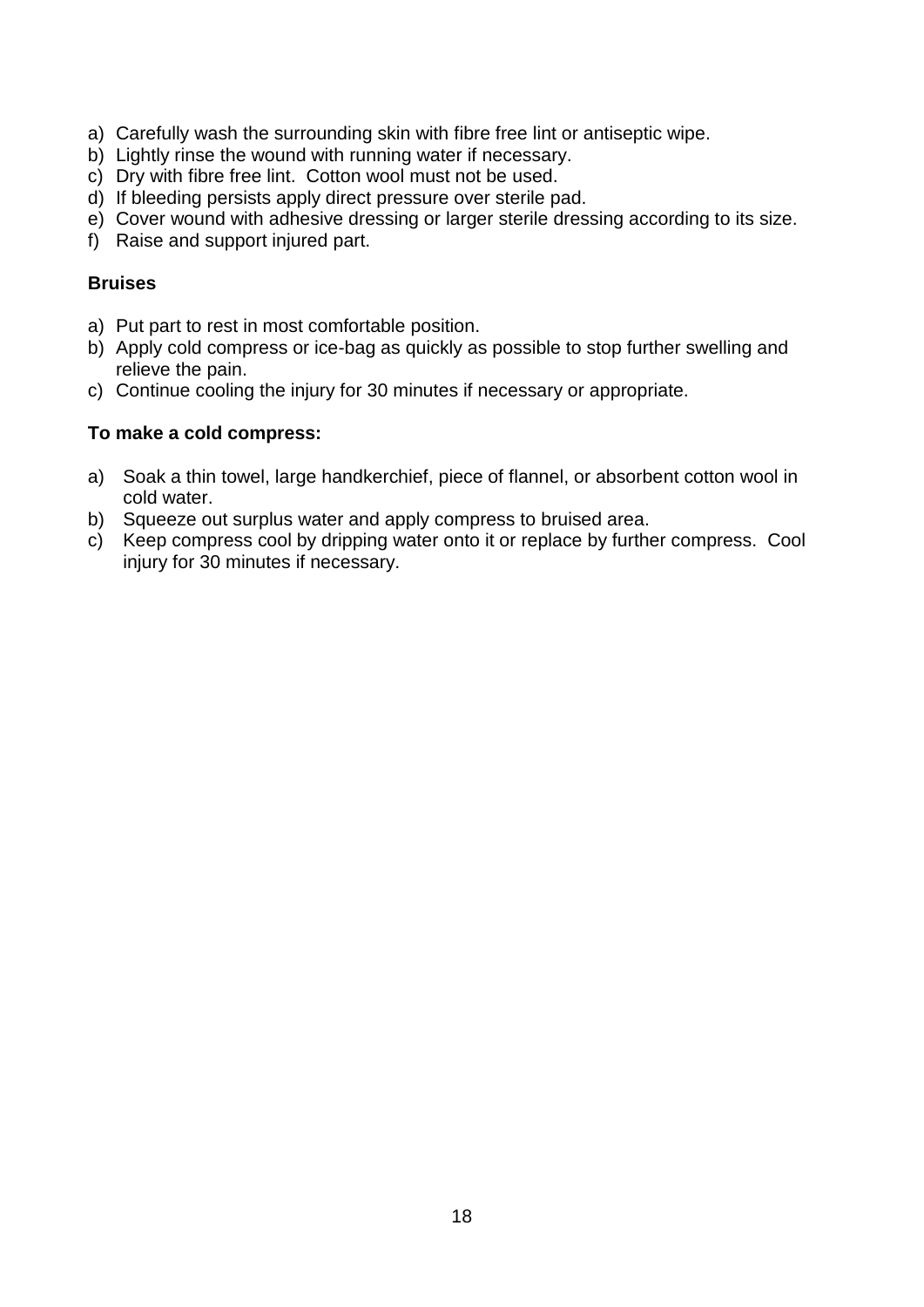a) Carefully wash the surrounding skin with fibre free lint or antiseptic wipe.
b) Lightly rinse the wound with running water if necessary.
c) Dry with fibre free lint. Cotton wool must not be used.
d) If bleeding persists apply direct pressure over sterile pad.
e) Cover wound with adhesive dressing or larger sterile dressing according to its size.
f) Raise and support injured part.

**Bruises**

a) Put part to rest in most comfortable position.
b) Apply cold compress or ice-bag as quickly as possible to stop further swelling and relieve the pain.
c) Continue cooling the injury for 30 minutes if necessary or appropriate.

**To make a cold compress:**

a) Soak a thin towel, large handkerchief, piece of flannel, or absorbent cotton wool in cold water.
b) Squeeze out surplus water and apply compress to bruised area.
c) Keep compress cool by dripping water onto it or replace by further compress. Cool injury for 30 minutes if necessary.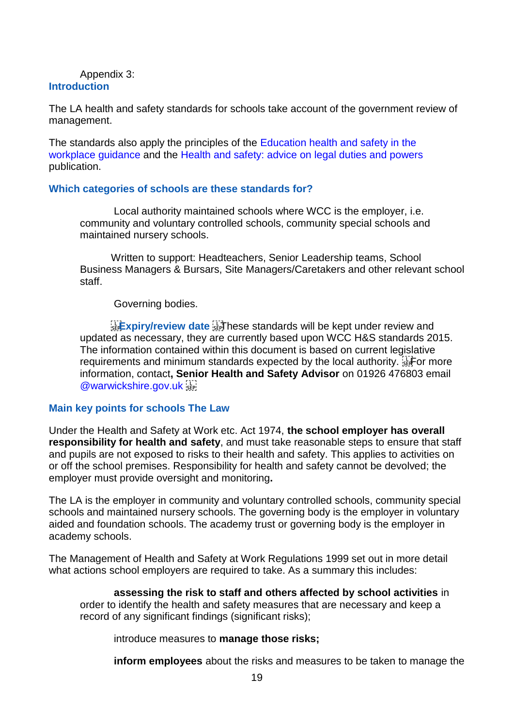Appendix 3:

## Introduction

The LA health and safety standards for schools take account of the government review of management.

The standards also apply the principles of the Education health and safety in the workplace guidance and the Health and safety: advice on legal duties and powers publication.

### Which categories of schools are these standards for?

- Local authority maintained schools where WCC is the employer, i.e. community and voluntary controlled schools, community special schools and maintained nursery schools.

- Written to support: Headteachers, Senior Leadership teams, School Business Managers & Bursars, Site Managers/Caretakers and other relevant school staff.

- Governing bodies.

**Expiry/review date** These standards will be kept under review and updated as necessary, they are currently based upon WCC H&S standards 2015. The information contained within this document is based on current legislative requirements and minimum standards expected by the local authority. For more information, contact**, Senior Health and Safety Advisor** on 01926 476803 email @warwickshire.gov.uk

### Main key points for schools The Law

Under the Health and Safety at Work etc. Act 1974, **the school employer has overall responsibility for health and safety**, and must take reasonable steps to ensure that staff and pupils are not exposed to risks to their health and safety. This applies to activities on or off the school premises. Responsibility for health and safety cannot be devolved; the employer must provide oversight and monitoring**.**

The LA is the employer in community and voluntary controlled schools, community special schools and maintained nursery schools. The governing body is the employer in voluntary aided and foundation schools. The academy trust or governing body is the employer in academy schools.

The Management of Health and Safety at Work Regulations 1999 set out in more detail what actions school employers are required to take. As a summary this includes:

- **assessing the risk to staff and others affected by school activities** in order to identify the health and safety measures that are necessary and keep a record of any significant findings (significant risks);

- introduce measures to **manage those risks;**

- **inform employees** about the risks and measures to be taken to manage the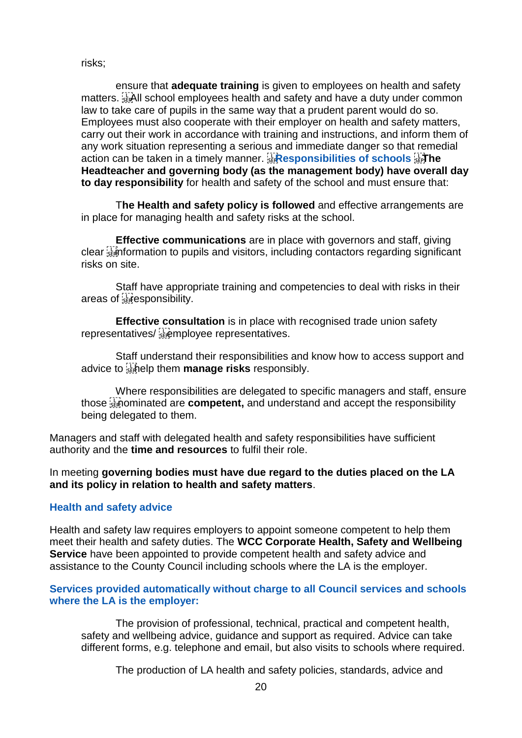risks;

ensure that **adequate training** is given to employees on health and safety matters. All school employees health and safety and have a duty under common law to take care of pupils in the same way that a prudent parent would do so. Employees must also cooperate with their employer on health and safety matters, carry out their work in accordance with training and instructions, and inform them of any work situation representing a serious and immediate danger so that remedial action can be taken in a timely manner. **Responsibilities of schools** **The Headteacher and governing body (as the management body) have overall day to day responsibility** for health and safety of the school and must ensure that:

T**he Health and safety policy is followed** and effective arrangements are in place for managing health and safety risks at the school.

**Effective communications** are in place with governors and staff, giving clear information to pupils and visitors, including contactors regarding significant risks on site.

Staff have appropriate training and competencies to deal with risks in their areas of responsibility.

**Effective consultation** is in place with recognised trade union safety representatives/ employee representatives.

Staff understand their responsibilities and know how to access support and advice to help them **manage risks** responsibly.

Where responsibilities are delegated to specific managers and staff, ensure those nominated are **competent,** and understand and accept the responsibility being delegated to them.

Managers and staff with delegated health and safety responsibilities have sufficient authority and the **time and resources** to fulfil their role.

In meeting **governing bodies must have due regard to the duties placed on the LA and its policy in relation to health and safety matters**.

### Health and safety advice

Health and safety law requires employers to appoint someone competent to help them meet their health and safety duties. The **WCC Corporate Health, Safety and Wellbeing Service** have been appointed to provide competent health and safety advice and assistance to the County Council including schools where the LA is the employer.

### Services provided automatically without charge to all Council services and schools where the LA is the employer:

The provision of professional, technical, practical and competent health, safety and wellbeing advice, guidance and support as required. Advice can take different forms, e.g. telephone and email, but also visits to schools where required.

The production of LA health and safety policies, standards, advice and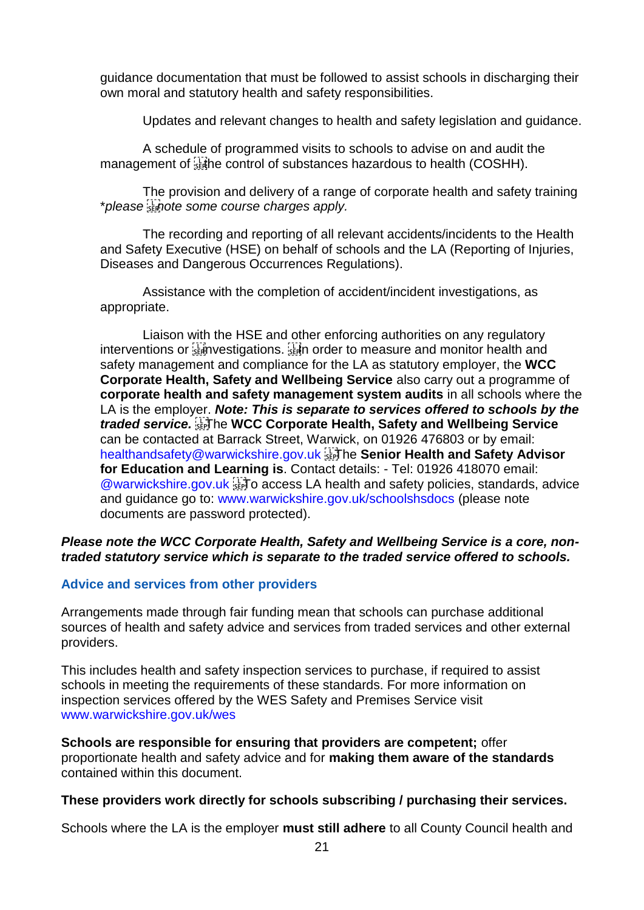guidance documentation that must be followed to assist schools in discharging their own moral and statutory health and safety responsibilities.

Updates and relevant changes to health and safety legislation and guidance.

A schedule of programmed visits to schools to advise on and audit the management of the control of substances hazardous to health (COSHH).

The provision and delivery of a range of corporate health and safety training **please note some course charges apply.*

The recording and reporting of all relevant accidents/incidents to the Health and Safety Executive (HSE) on behalf of schools and the LA (Reporting of Injuries, Diseases and Dangerous Occurrences Regulations).

Assistance with the completion of accident/incident investigations, as appropriate.

Liaison with the HSE and other enforcing authorities on any regulatory interventions or investigations. In order to measure and monitor health and safety management and compliance for the LA as statutory employer, the **WCC Corporate Health, Safety and Wellbeing Service** also carry out a programme of **corporate health and safety management system audits** in all schools where the LA is the employer. ***Note: This is separate to services offered to schools by the traded service.*** The **WCC Corporate Health, Safety and Wellbeing Service** can be contacted at Barrack Street, Warwick, on 01926 476803 or by email: healthandsafety@warwickshire.gov.uk The **Senior Health and Safety Advisor for Education and Learning is**. Contact details: - Tel: 01926 418070 email: @warwickshire.gov.uk To access LA health and safety policies, standards, advice and guidance go to: www.warwickshire.gov.uk/schoolshsdocs (please note documents are password protected).

***Please note the WCC Corporate Health, Safety and Wellbeing Service is a core, non-traded statutory service which is separate to the traded service offered to schools.***

### Advice and services from other providers

Arrangements made through fair funding mean that schools can purchase additional sources of health and safety advice and services from traded services and other external providers.

This includes health and safety inspection services to purchase, if required to assist schools in meeting the requirements of these standards. For more information on inspection services offered by the WES Safety and Premises Service visit www.warwickshire.gov.uk/wes

**Schools are responsible for ensuring that providers are competent;** offer proportionate health and safety advice and for **making them aware of the standards** contained within this document.

**These providers work directly for schools subscribing / purchasing their services.**

Schools where the LA is the employer **must still adhere** to all County Council health and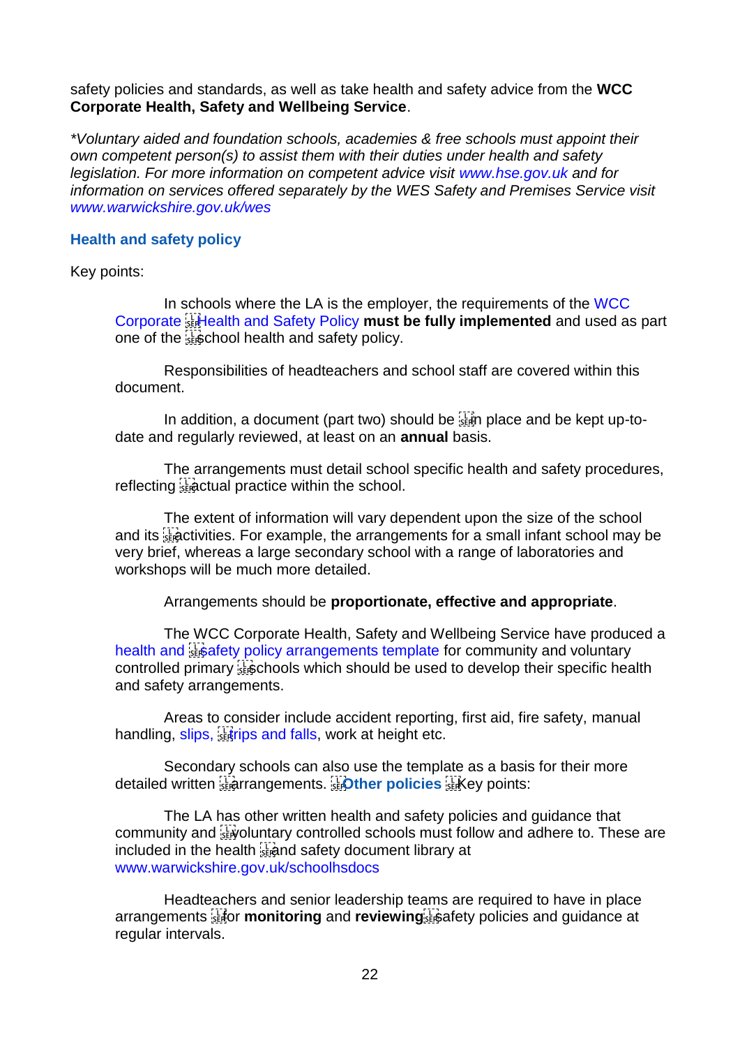safety policies and standards, as well as take health and safety advice from the **WCC Corporate Health, Safety and Wellbeing Service**.

*\*Voluntary aided and foundation schools, academies & free schools must appoint their own competent person(s) to assist them with their duties under health and safety legislation. For more information on competent advice visit www.hse.gov.uk and for information on services offered separately by the WES Safety and Premises Service visit www.warwickshire.gov.uk/wes*

## Health and safety policy

Key points:

In schools where the LA is the employer, the requirements of the WCC Corporate Health and Safety Policy **must be fully implemented** and used as part one of the school health and safety policy.

Responsibilities of headteachers and school staff are covered within this document.

In addition, a document (part two) should be in place and be kept up-to-date and regularly reviewed, at least on an **annual** basis.

The arrangements must detail school specific health and safety procedures, reflecting actual practice within the school.

The extent of information will vary dependent upon the size of the school and its activities. For example, the arrangements for a small infant school may be very brief, whereas a large secondary school with a range of laboratories and workshops will be much more detailed.

Arrangements should be **proportionate, effective and appropriate**.

The WCC Corporate Health, Safety and Wellbeing Service have produced a health and safety policy arrangements template for community and voluntary controlled primary schools which should be used to develop their specific health and safety arrangements.

Areas to consider include accident reporting, first aid, fire safety, manual handling, slips, trips and falls, work at height etc.

Secondary schools can also use the template as a basis for their more detailed written arrangements.

## Other policies

Key points:

The LA has other written health and safety policies and guidance that community and voluntary controlled schools must follow and adhere to. These are included in the health and safety document library at www.warwickshire.gov.uk/schoolhsdocs

Headteachers and senior leadership teams are required to have in place arrangements for **monitoring** and **reviewing** safety policies and guidance at regular intervals.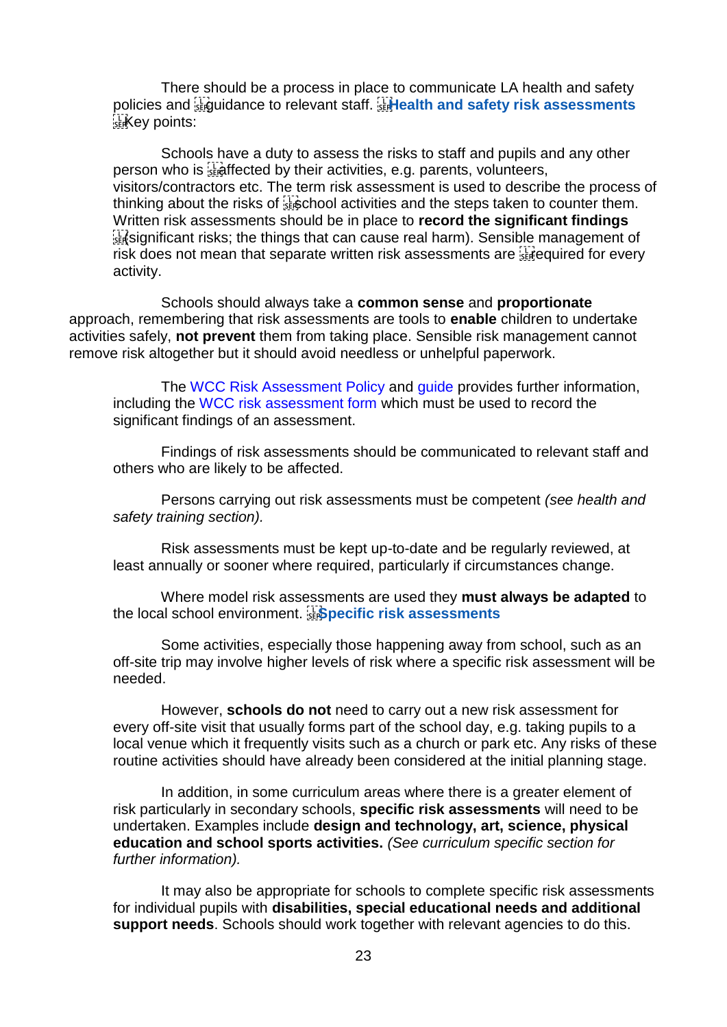There should be a process in place to communicate LA health and safety policies and guidance to relevant staff.

## Health and safety risk assessments

Key points:

Schools have a duty to assess the risks to staff and pupils and any other person who is affected by their activities, e.g. parents, volunteers, visitors/contractors etc. The term risk assessment is used to describe the process of thinking about the risks of school activities and the steps taken to counter them. Written risk assessments should be in place to **record the significant findings** (significant risks; the things that can cause real harm). Sensible management of risk does not mean that separate written risk assessments are required for every activity.

Schools should always take a **common sense** and **proportionate** approach, remembering that risk assessments are tools to **enable** children to undertake activities safely, **not prevent** them from taking place. Sensible risk management cannot remove risk altogether but it should avoid needless or unhelpful paperwork.

The WCC Risk Assessment Policy and guide provides further information, including the WCC risk assessment form which must be used to record the significant findings of an assessment.

Findings of risk assessments should be communicated to relevant staff and others who are likely to be affected.

Persons carrying out risk assessments must be competent *(see health and safety training section).*

Risk assessments must be kept up-to-date and be regularly reviewed, at least annually or sooner where required, particularly if circumstances change.

Where model risk assessments are used they **must always be adapted** to the local school environment.

## Specific risk assessments

Some activities, especially those happening away from school, such as an off-site trip may involve higher levels of risk where a specific risk assessment will be needed.

However, **schools do not** need to carry out a new risk assessment for every off-site visit that usually forms part of the school day, e.g. taking pupils to a local venue which it frequently visits such as a church or park etc. Any risks of these routine activities should have already been considered at the initial planning stage.

In addition, in some curriculum areas where there is a greater element of risk particularly in secondary schools, **specific risk assessments** will need to be undertaken. Examples include **design and technology, art, science, physical education and school sports activities.** *(See curriculum specific section for further information).*

It may also be appropriate for schools to complete specific risk assessments for individual pupils with **disabilities, special educational needs and additional support needs**. Schools should work together with relevant agencies to do this.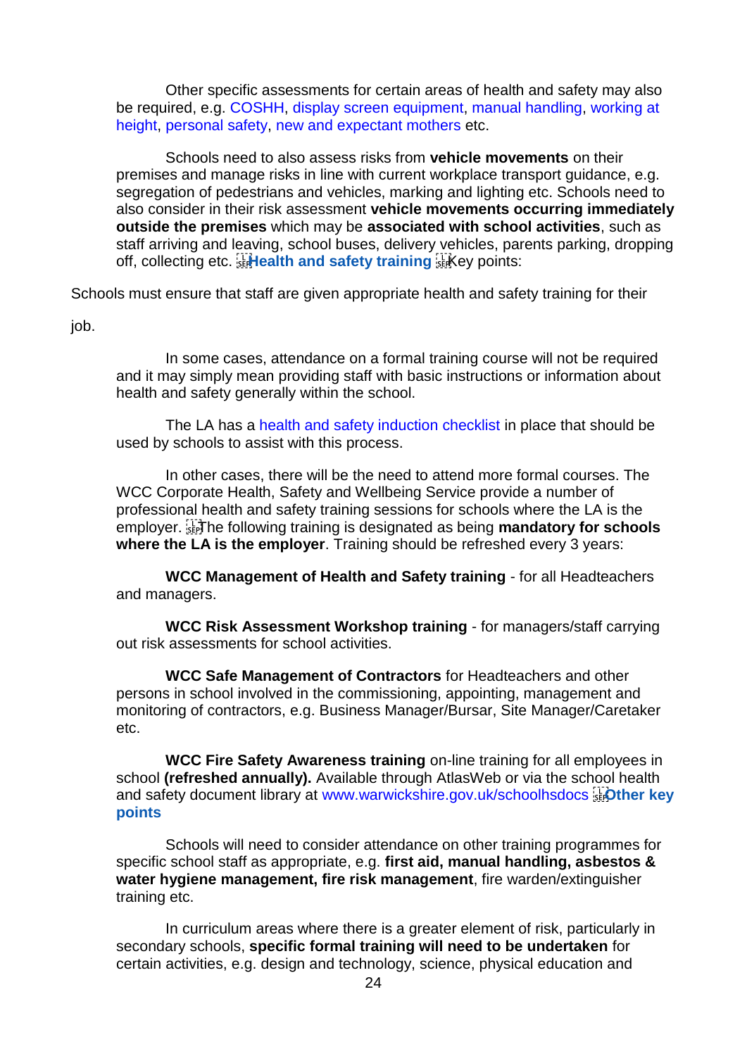Other specific assessments for certain areas of health and safety may also be required, e.g. COSHH, display screen equipment, manual handling, working at height, personal safety, new and expectant mothers etc.

Schools need to also assess risks from **vehicle movements** on their premises and manage risks in line with current workplace transport guidance, e.g. segregation of pedestrians and vehicles, marking and lighting etc. Schools need to also consider in their risk assessment **vehicle movements occurring immediately outside the premises** which may be **associated with school activities**, such as staff arriving and leaving, school buses, delivery vehicles, parents parking, dropping off, collecting etc.

**Health and safety training**

Key points:

Schools must ensure that staff are given appropriate health and safety training for their job.

In some cases, attendance on a formal training course will not be required and it may simply mean providing staff with basic instructions or information about health and safety generally within the school.

The LA has a health and safety induction checklist in place that should be used by schools to assist with this process.

In other cases, there will be the need to attend more formal courses. The WCC Corporate Health, Safety and Wellbeing Service provide a number of professional health and safety training sessions for schools where the LA is the employer.

The following training is designated as being **mandatory for schools where the LA is the employer**. Training should be refreshed every 3 years:

**WCC Management of Health and Safety training** - for all Headteachers and managers.

**WCC Risk Assessment Workshop training** - for managers/staff carrying out risk assessments for school activities.

**WCC Safe Management of Contractors** for Headteachers and other persons in school involved in the commissioning, appointing, management and monitoring of contractors, e.g. Business Manager/Bursar, Site Manager/Caretaker etc.

**WCC Fire Safety Awareness training** on-line training for all employees in school **(refreshed annually).** Available through AtlasWeb or via the school health and safety document library at www.warwickshire.gov.uk/schoolhsdocs

**Other key points**

Schools will need to consider attendance on other training programmes for specific school staff as appropriate, e.g. **first aid, manual handling, asbestos & water hygiene management, fire risk management**, fire warden/extinguisher training etc.

In curriculum areas where there is a greater element of risk, particularly in secondary schools, **specific formal training will need to be undertaken** for certain activities, e.g. design and technology, science, physical education and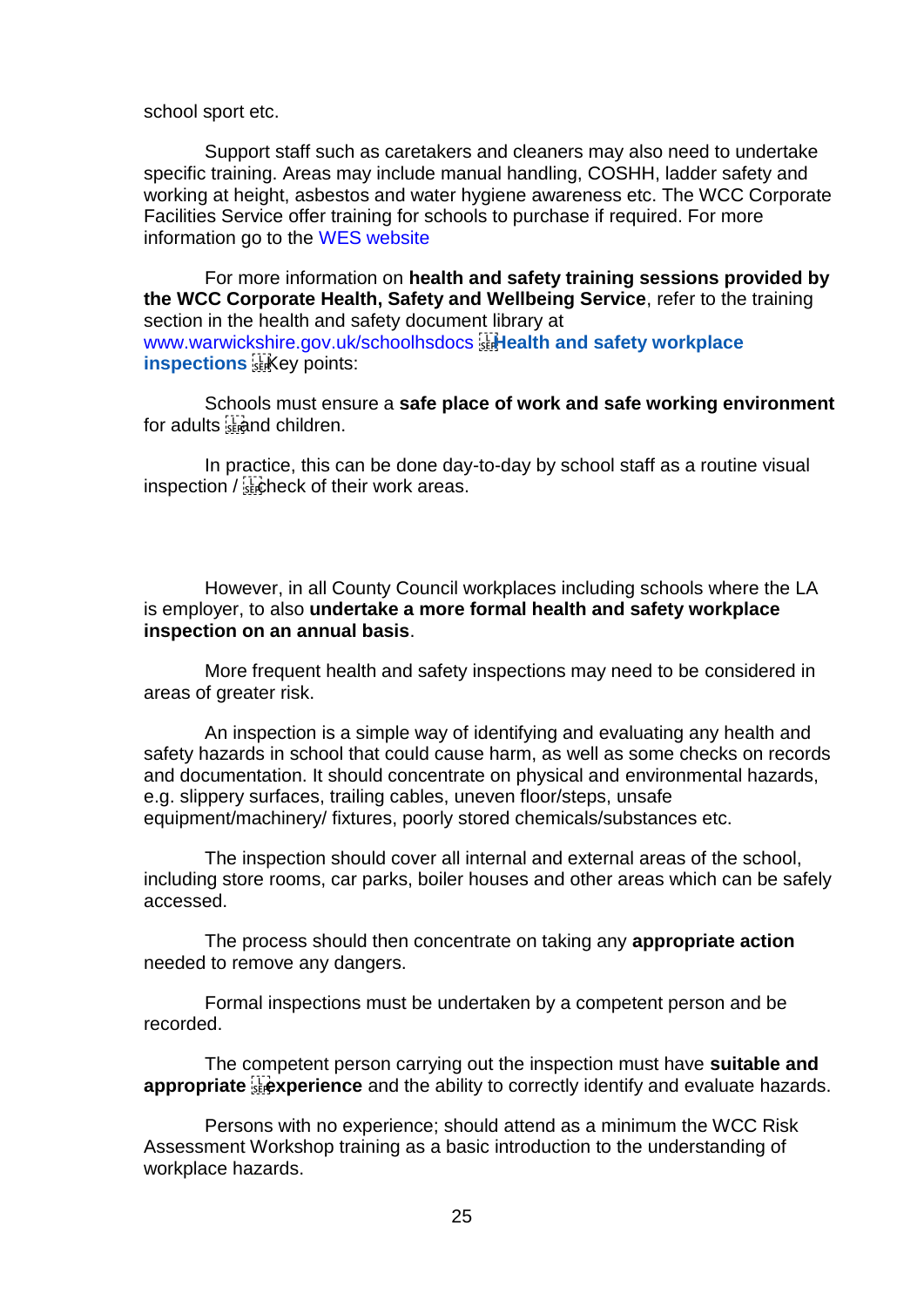school sport etc.

Support staff such as caretakers and cleaners may also need to undertake specific training. Areas may include manual handling, COSHH, ladder safety and working at height, asbestos and water hygiene awareness etc. The WCC Corporate Facilities Service offer training for schools to purchase if required. For more information go to the WES website

For more information on **health and safety training sessions provided by the WCC Corporate Health, Safety and Wellbeing Service**, refer to the training section in the health and safety document library at www.warwickshire.gov.uk/schoolhsdocs

## Health and safety workplace inspections

Key points:

Schools must ensure a **safe place of work and safe working environment** for adults and children.

In practice, this can be done day-to-day by school staff as a routine visual inspection / check of their work areas.

However, in all County Council workplaces including schools where the LA is employer, to also **undertake a more formal health and safety workplace inspection on an annual basis**.

More frequent health and safety inspections may need to be considered in areas of greater risk.

An inspection is a simple way of identifying and evaluating any health and safety hazards in school that could cause harm, as well as some checks on records and documentation. It should concentrate on physical and environmental hazards, e.g. slippery surfaces, trailing cables, uneven floor/steps, unsafe equipment/machinery/ fixtures, poorly stored chemicals/substances etc.

The inspection should cover all internal and external areas of the school, including store rooms, car parks, boiler houses and other areas which can be safely accessed.

The process should then concentrate on taking any **appropriate action** needed to remove any dangers.

Formal inspections must be undertaken by a competent person and be recorded.

The competent person carrying out the inspection must have **suitable and appropriate experience** and the ability to correctly identify and evaluate hazards.

Persons with no experience; should attend as a minimum the WCC Risk Assessment Workshop training as a basic introduction to the understanding of workplace hazards.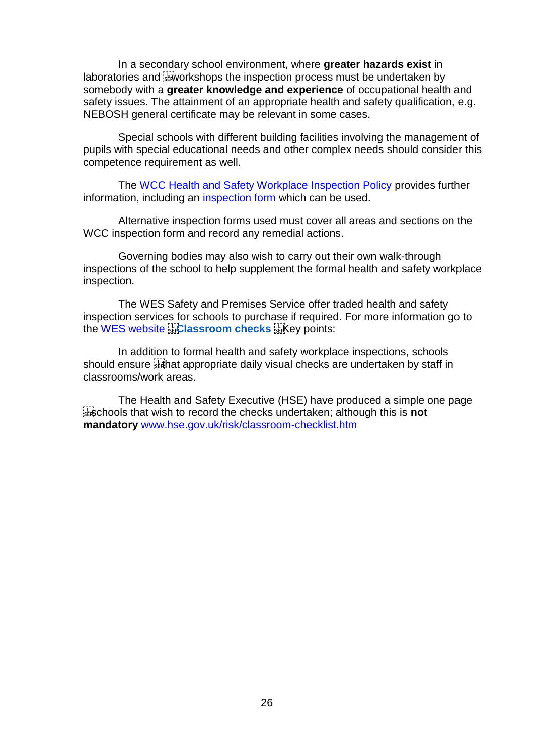In a secondary school environment, where **greater hazards exist** in laboratories and workshops the inspection process must be undertaken by somebody with a **greater knowledge and experience** of occupational health and safety issues. The attainment of an appropriate health and safety qualification, e.g. NEBOSH general certificate may be relevant in some cases.

Special schools with different building facilities involving the management of pupils with special educational needs and other complex needs should consider this competence requirement as well.

The WCC Health and Safety Workplace Inspection Policy provides further information, including an inspection form which can be used.

Alternative inspection forms used must cover all areas and sections on the WCC inspection form and record any remedial actions.

Governing bodies may also wish to carry out their own walk-through inspections of the school to help supplement the formal health and safety workplace inspection.

The WES Safety and Premises Service offer traded health and safety inspection services for schools to purchase if required. For more information go to the WES website **Classroom checks** Key points:

In addition to formal health and safety workplace inspections, schools should ensure that appropriate daily visual checks are undertaken by staff in classrooms/work areas.

The Health and Safety Executive (HSE) have produced a simple one page schools that wish to record the checks undertaken; although this is **not mandatory** www.hse.gov.uk/risk/classroom-checklist.htm